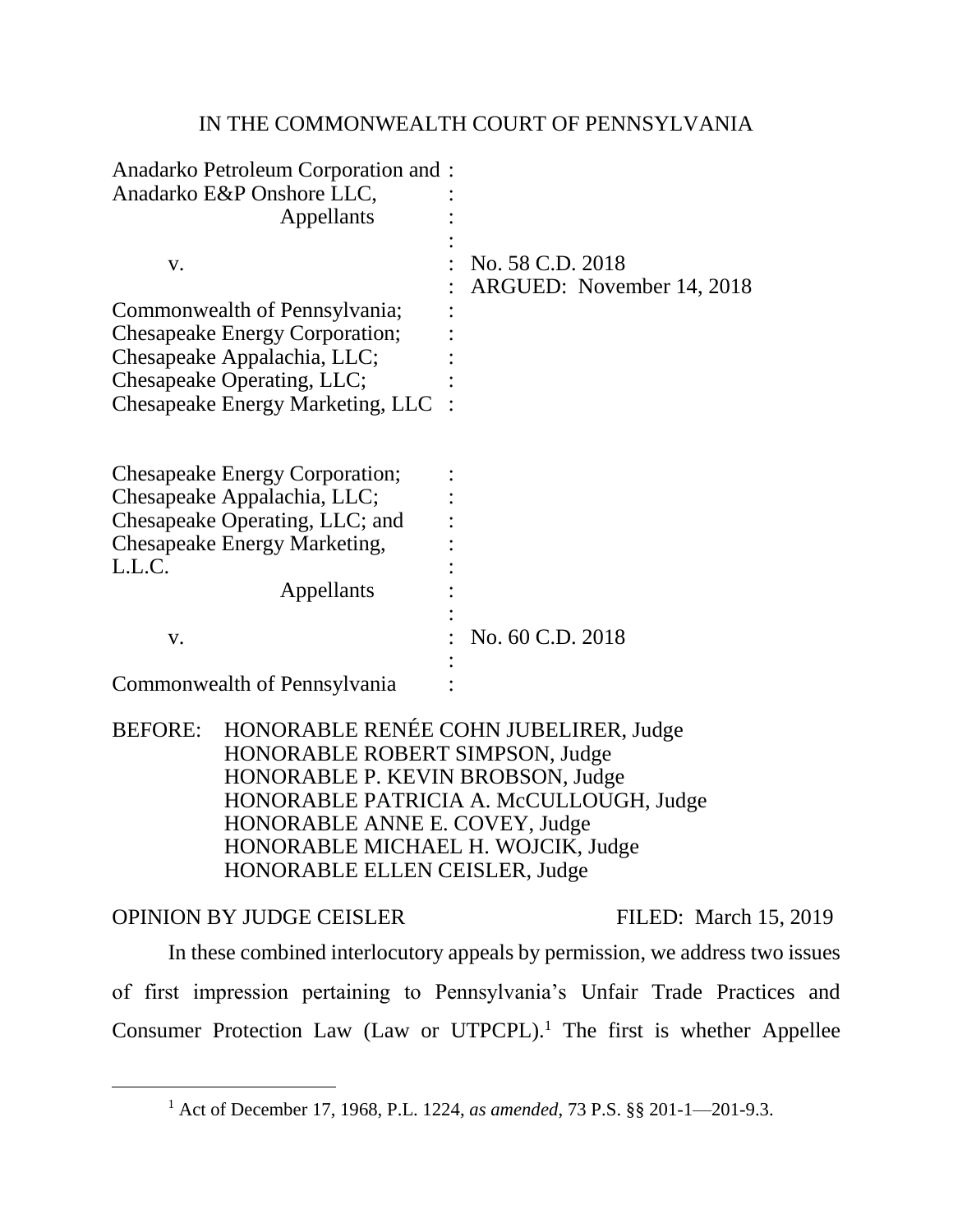IN THE COMMONWEALTH COURT OF PENNSYLVANIA

| | | |
|---|---|---|
| Anadarko Petroleum Corporation and Anadarko E&P Onshore LLC, Appellants | : | |
| v. | : | No. 58 C.D. 2018 |
| | : | ARGUED: November 14, 2018 |
| Commonwealth of Pennsylvania; Chesapeake Energy Corporation; Chesapeake Appalachia, LLC; Chesapeake Operating, LLC; Chesapeake Energy Marketing, LLC | : | |

| | | |
|---|---|---|
| Chesapeake Energy Corporation; Chesapeake Appalachia, LLC; Chesapeake Operating, LLC; and Chesapeake Energy Marketing, L.L.C. Appellants | : | |
| v. | : | No. 60 C.D. 2018 |
| Commonwealth of Pennsylvania | : | |

BEFORE: HONORABLE RENÉE COHN JUBELIRER, Judge
HONORABLE ROBERT SIMPSON, Judge
HONORABLE P. KEVIN BROBSON, Judge
HONORABLE PATRICIA A. McCULLOUGH, Judge
HONORABLE ANNE E. COVEY, Judge
HONORABLE MICHAEL H. WOJCIK, Judge
HONORABLE ELLEN CEISLER, Judge

OPINION BY JUDGE CEISLER FILED: March 15, 2019

In these combined interlocutory appeals by permission, we address two issues of first impression pertaining to Pennsylvania's Unfair Trade Practices and Consumer Protection Law (Law or UTPCPL).[1] The first is whether Appellee

[1] Act of December 17, 1968, P.L. 1224, *as amended*, 73 P.S. §§ 201-1—201-9.3.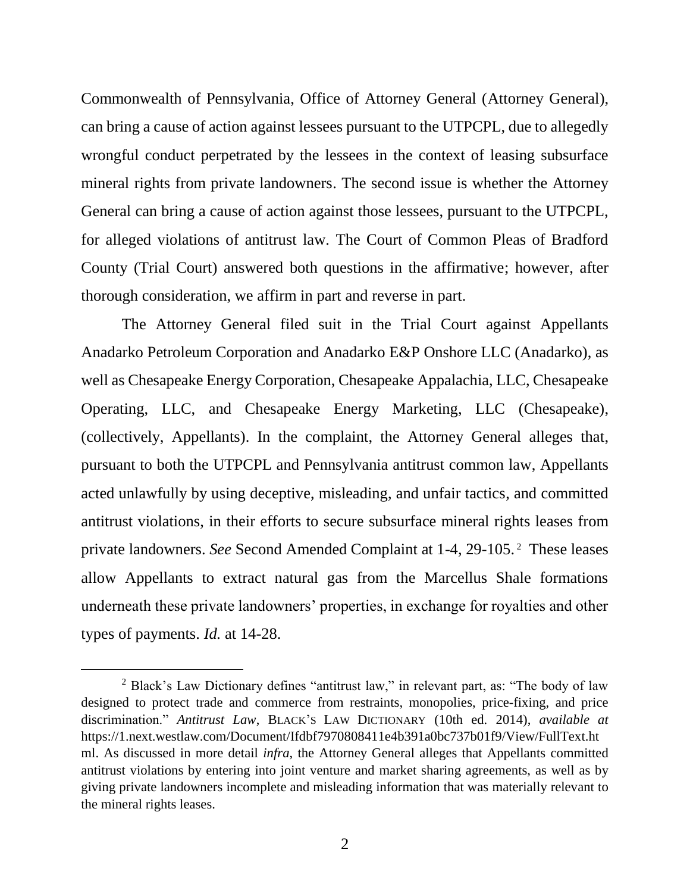Commonwealth of Pennsylvania, Office of Attorney General (Attorney General), can bring a cause of action against lessees pursuant to the UTPCPL, due to allegedly wrongful conduct perpetrated by the lessees in the context of leasing subsurface mineral rights from private landowners. The second issue is whether the Attorney General can bring a cause of action against those lessees, pursuant to the UTPCPL, for alleged violations of antitrust law. The Court of Common Pleas of Bradford County (Trial Court) answered both questions in the affirmative; however, after thorough consideration, we affirm in part and reverse in part.

The Attorney General filed suit in the Trial Court against Appellants Anadarko Petroleum Corporation and Anadarko E&P Onshore LLC (Anadarko), as well as Chesapeake Energy Corporation, Chesapeake Appalachia, LLC, Chesapeake Operating, LLC, and Chesapeake Energy Marketing, LLC (Chesapeake), (collectively, Appellants). In the complaint, the Attorney General alleges that, pursuant to both the UTPCPL and Pennsylvania antitrust common law, Appellants acted unlawfully by using deceptive, misleading, and unfair tactics, and committed antitrust violations, in their efforts to secure subsurface mineral rights leases from private landowners. *See* Second Amended Complaint at 1-4, 29-105.[2] These leases allow Appellants to extract natural gas from the Marcellus Shale formations underneath these private landowners' properties, in exchange for royalties and other types of payments. *Id.* at 14-28.

---

[2] Black's Law Dictionary defines "antitrust law," in relevant part, as: "The body of law designed to protect trade and commerce from restraints, monopolies, price-fixing, and price discrimination." *Antitrust Law*, BLACK'S LAW DICTIONARY (10th ed. 2014), *available at* https://1.next.westlaw.com/Document/Ifdbf7970808411e4b391a0bc737b01f9/View/FullText.html. As discussed in more detail *infra*, the Attorney General alleges that Appellants committed antitrust violations by entering into joint venture and market sharing agreements, as well as by giving private landowners incomplete and misleading information that was materially relevant to the mineral rights leases.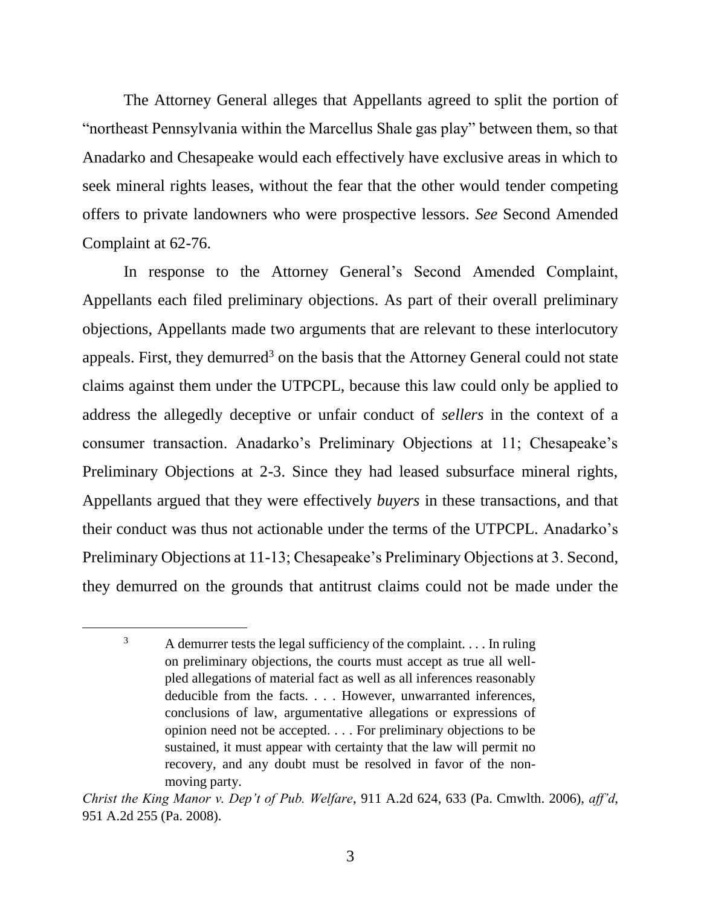The Attorney General alleges that Appellants agreed to split the portion of "northeast Pennsylvania within the Marcellus Shale gas play" between them, so that Anadarko and Chesapeake would each effectively have exclusive areas in which to seek mineral rights leases, without the fear that the other would tender competing offers to private landowners who were prospective lessors. *See* Second Amended Complaint at 62-76.

In response to the Attorney General's Second Amended Complaint, Appellants each filed preliminary objections. As part of their overall preliminary objections, Appellants made two arguments that are relevant to these interlocutory appeals. First, they demurred[3] on the basis that the Attorney General could not state claims against them under the UTPCPL, because this law could only be applied to address the allegedly deceptive or unfair conduct of *sellers* in the context of a consumer transaction. Anadarko's Preliminary Objections at 11; Chesapeake's Preliminary Objections at 2-3. Since they had leased subsurface mineral rights, Appellants argued that they were effectively *buyers* in these transactions, and that their conduct was thus not actionable under the terms of the UTPCPL. Anadarko's Preliminary Objections at 11-13; Chesapeake's Preliminary Objections at 3. Second, they demurred on the grounds that antitrust claims could not be made under the

---

[3] A demurrer tests the legal sufficiency of the complaint. . . . In ruling on preliminary objections, the courts must accept as true all well-pled allegations of material fact as well as all inferences reasonably deducible from the facts. . . . However, unwarranted inferences, conclusions of law, argumentative allegations or expressions of opinion need not be accepted. . . . For preliminary objections to be sustained, it must appear with certainty that the law will permit no recovery, and any doubt must be resolved in favor of the non-moving party.

*Christ the King Manor v. Dep't of Pub. Welfare*, 911 A.2d 624, 633 (Pa. Cmwlth. 2006), *aff'd*, 951 A.2d 255 (Pa. 2008).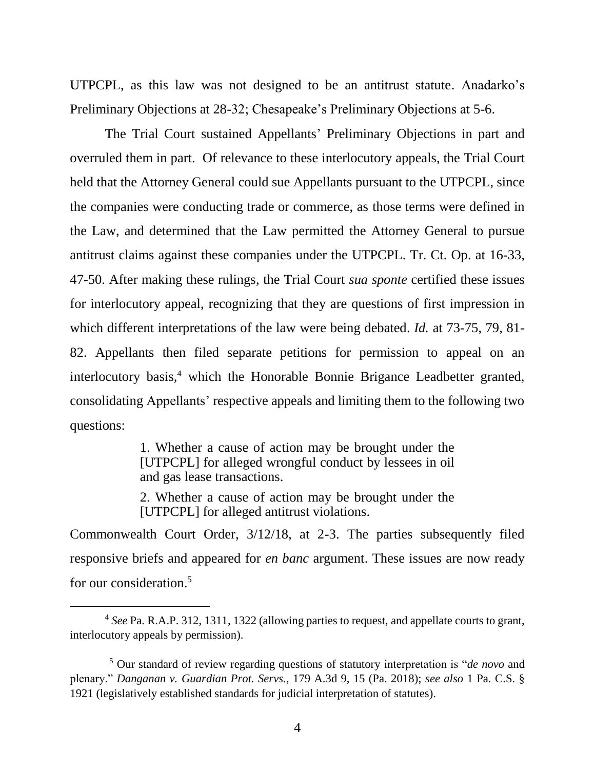UTPCPL, as this law was not designed to be an antitrust statute. Anadarko's Preliminary Objections at 28-32; Chesapeake's Preliminary Objections at 5-6.

The Trial Court sustained Appellants' Preliminary Objections in part and overruled them in part. Of relevance to these interlocutory appeals, the Trial Court held that the Attorney General could sue Appellants pursuant to the UTPCPL, since the companies were conducting trade or commerce, as those terms were defined in the Law, and determined that the Law permitted the Attorney General to pursue antitrust claims against these companies under the UTPCPL. Tr. Ct. Op. at 16-33, 47-50. After making these rulings, the Trial Court *sua sponte* certified these issues for interlocutory appeal, recognizing that they are questions of first impression in which different interpretations of the law were being debated. *Id.* at 73-75, 79, 81-82. Appellants then filed separate petitions for permission to appeal on an interlocutory basis,[4] which the Honorable Bonnie Brigance Leadbetter granted, consolidating Appellants' respective appeals and limiting them to the following two questions:

> 1. Whether a cause of action may be brought under the [UTPCPL] for alleged wrongful conduct by lessees in oil and gas lease transactions.
>
> 2. Whether a cause of action may be brought under the [UTPCPL] for alleged antitrust violations.

Commonwealth Court Order, 3/12/18, at 2-3. The parties subsequently filed responsive briefs and appeared for *en banc* argument. These issues are now ready for our consideration.[5]

---

[4] *See* Pa. R.A.P. 312, 1311, 1322 (allowing parties to request, and appellate courts to grant, interlocutory appeals by permission).

[5] Our standard of review regarding questions of statutory interpretation is "*de novo* and plenary." *Danganan v. Guardian Prot. Servs.*, 179 A.3d 9, 15 (Pa. 2018); *see also* 1 Pa. C.S. § 1921 (legislatively established standards for judicial interpretation of statutes).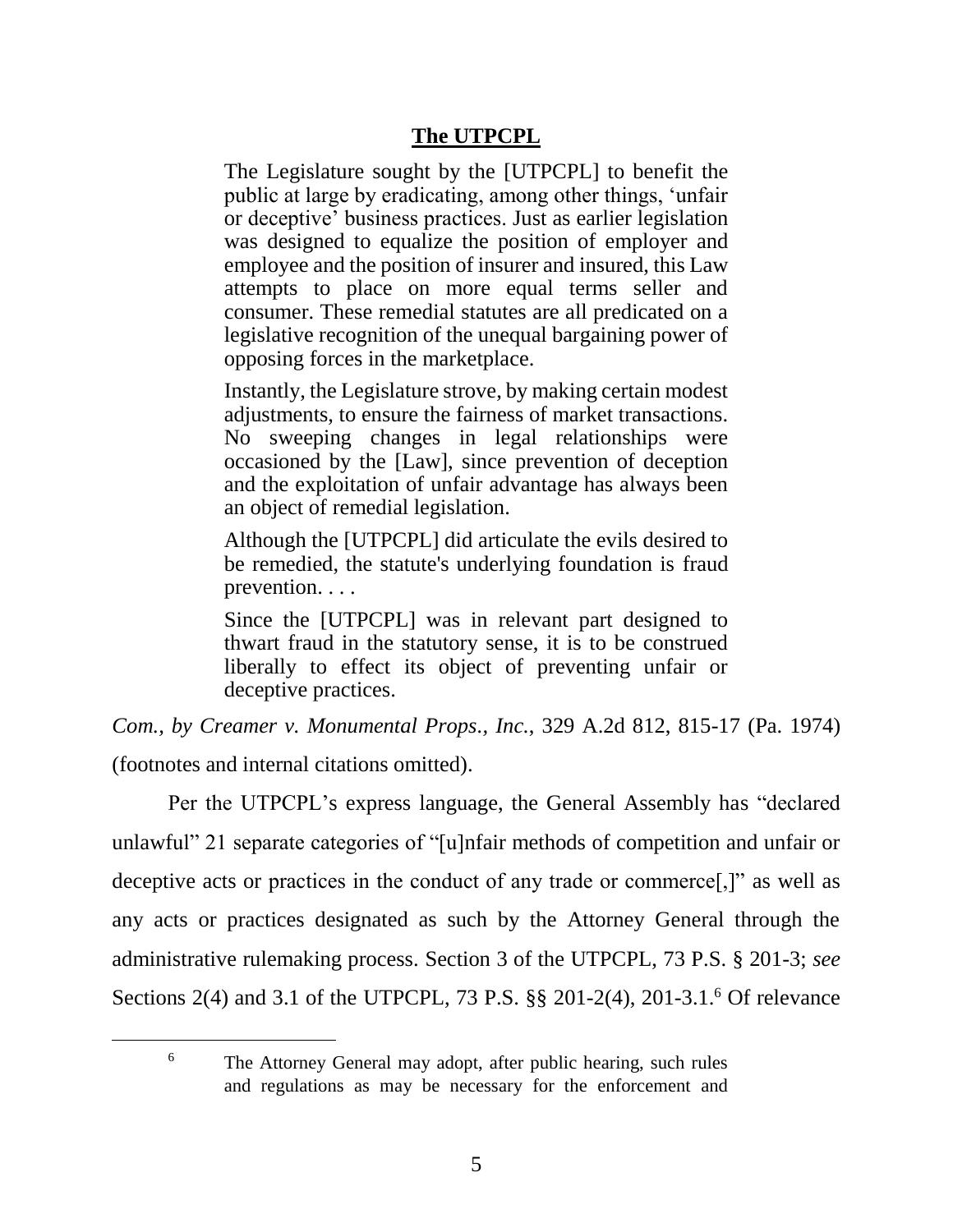## The UTPCPL

> The Legislature sought by the [UTPCPL] to benefit the public at large by eradicating, among other things, 'unfair or deceptive' business practices. Just as earlier legislation was designed to equalize the position of employer and employee and the position of insurer and insured, this Law attempts to place on more equal terms seller and consumer. These remedial statutes are all predicated on a legislative recognition of the unequal bargaining power of opposing forces in the marketplace.
>
> Instantly, the Legislature strove, by making certain modest adjustments, to ensure the fairness of market transactions. No sweeping changes in legal relationships were occasioned by the [Law], since prevention of deception and the exploitation of unfair advantage has always been an object of remedial legislation.
>
> Although the [UTPCPL] did articulate the evils desired to be remedied, the statute's underlying foundation is fraud prevention. . . .
>
> Since the [UTPCPL] was in relevant part designed to thwart fraud in the statutory sense, it is to be construed liberally to effect its object of preventing unfair or deceptive practices.

*Com., by Creamer v. Monumental Props., Inc.*, 329 A.2d 812, 815-17 (Pa. 1974) (footnotes and internal citations omitted).

Per the UTPCPL's express language, the General Assembly has "declared unlawful" 21 separate categories of "[u]nfair methods of competition and unfair or deceptive acts or practices in the conduct of any trade or commerce[,]" as well as any acts or practices designated as such by the Attorney General through the administrative rulemaking process. Section 3 of the UTPCPL, 73 P.S. § 201-3; *see* Sections 2(4) and 3.1 of the UTPCPL, 73 P.S. §§ 201-2(4), 201-3.1.[6] Of relevance

---

[6] The Attorney General may adopt, after public hearing, such rules and regulations as may be necessary for the enforcement and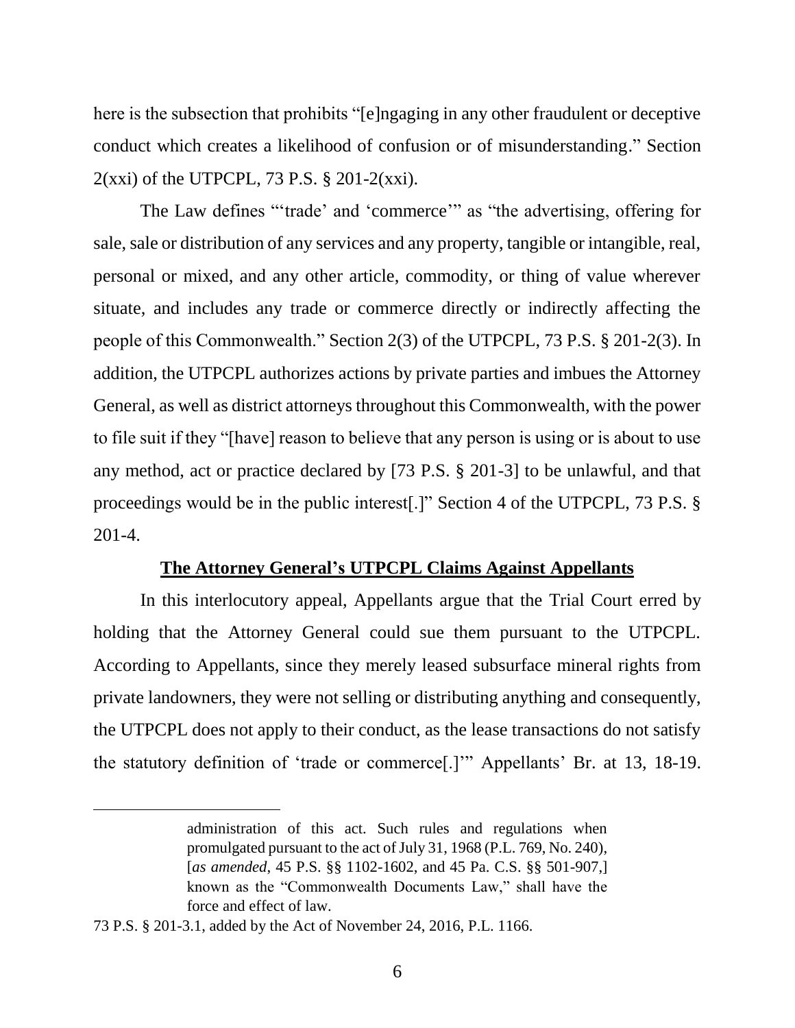here is the subsection that prohibits "[e]ngaging in any other fraudulent or deceptive conduct which creates a likelihood of confusion or of misunderstanding." Section 2(xxi) of the UTPCPL, 73 P.S. § 201-2(xxi).

The Law defines "'trade' and 'commerce'" as "the advertising, offering for sale, sale or distribution of any services and any property, tangible or intangible, real, personal or mixed, and any other article, commodity, or thing of value wherever situate, and includes any trade or commerce directly or indirectly affecting the people of this Commonwealth." Section 2(3) of the UTPCPL, 73 P.S. § 201-2(3). In addition, the UTPCPL authorizes actions by private parties and imbues the Attorney General, as well as district attorneys throughout this Commonwealth, with the power to file suit if they "[have] reason to believe that any person is using or is about to use any method, act or practice declared by [73 P.S. § 201-3] to be unlawful, and that proceedings would be in the public interest[.]" Section 4 of the UTPCPL, 73 P.S. § 201-4.

**<u>The Attorney General's UTPCPL Claims Against Appellants</u>**

In this interlocutory appeal, Appellants argue that the Trial Court erred by holding that the Attorney General could sue them pursuant to the UTPCPL. According to Appellants, since they merely leased subsurface mineral rights from private landowners, they were not selling or distributing anything and consequently, the UTPCPL does not apply to their conduct, as the lease transactions do not satisfy the statutory definition of 'trade or commerce[.]'" Appellants' Br. at 13, 18-19.

---

> administration of this act. Such rules and regulations when promulgated pursuant to the act of July 31, 1968 (P.L. 769, No. 240), [*as amended*, 45 P.S. §§ 1102-1602, and 45 Pa. C.S. §§ 501-907,] known as the "Commonwealth Documents Law," shall have the force and effect of law.

73 P.S. § 201-3.1, added by the Act of November 24, 2016, P.L. 1166.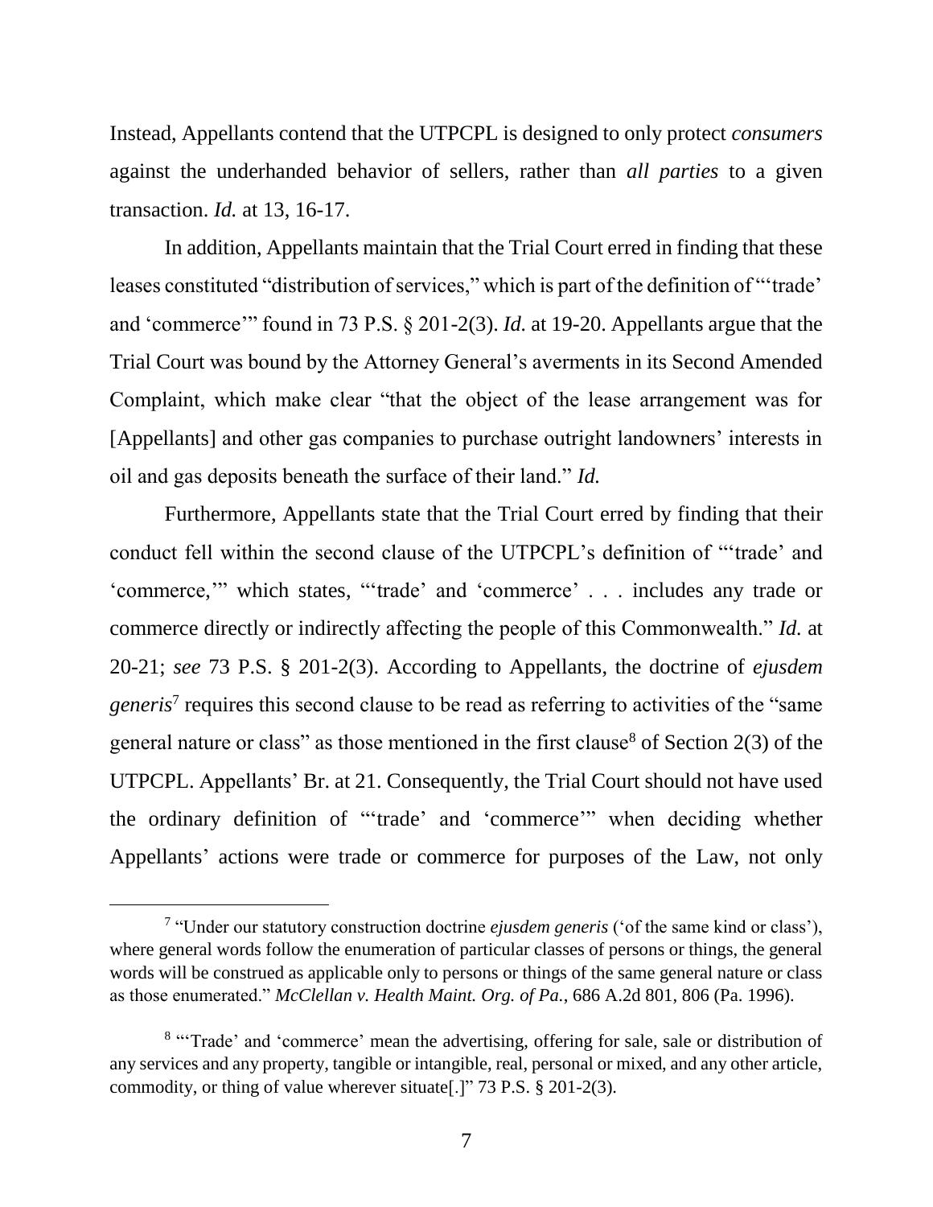Instead, Appellants contend that the UTPCPL is designed to only protect *consumers* against the underhanded behavior of sellers, rather than *all parties* to a given transaction. *Id.* at 13, 16-17.

In addition, Appellants maintain that the Trial Court erred in finding that these leases constituted "distribution of services," which is part of the definition of "'trade' and 'commerce'" found in 73 P.S. § 201-2(3). *Id.* at 19-20. Appellants argue that the Trial Court was bound by the Attorney General's averments in its Second Amended Complaint, which make clear "that the object of the lease arrangement was for [Appellants] and other gas companies to purchase outright landowners' interests in oil and gas deposits beneath the surface of their land." *Id.*

Furthermore, Appellants state that the Trial Court erred by finding that their conduct fell within the second clause of the UTPCPL's definition of "'trade' and 'commerce,'" which states, "'trade' and 'commerce' . . . includes any trade or commerce directly or indirectly affecting the people of this Commonwealth." *Id.* at 20-21; *see* 73 P.S. § 201-2(3). According to Appellants, the doctrine of *ejusdem generis*[7] requires this second clause to be read as referring to activities of the "same general nature or class" as those mentioned in the first clause[8] of Section 2(3) of the UTPCPL. Appellants' Br. at 21. Consequently, the Trial Court should not have used the ordinary definition of "'trade' and 'commerce'" when deciding whether Appellants' actions were trade or commerce for purposes of the Law, not only

---

[7] "Under our statutory construction doctrine *ejusdem generis* ('of the same kind or class'), where general words follow the enumeration of particular classes of persons or things, the general words will be construed as applicable only to persons or things of the same general nature or class as those enumerated." *McClellan v. Health Maint. Org. of Pa.*, 686 A.2d 801, 806 (Pa. 1996).

[8] "'Trade' and 'commerce' mean the advertising, offering for sale, sale or distribution of any services and any property, tangible or intangible, real, personal or mixed, and any other article, commodity, or thing of value wherever situate[.]" 73 P.S. § 201-2(3).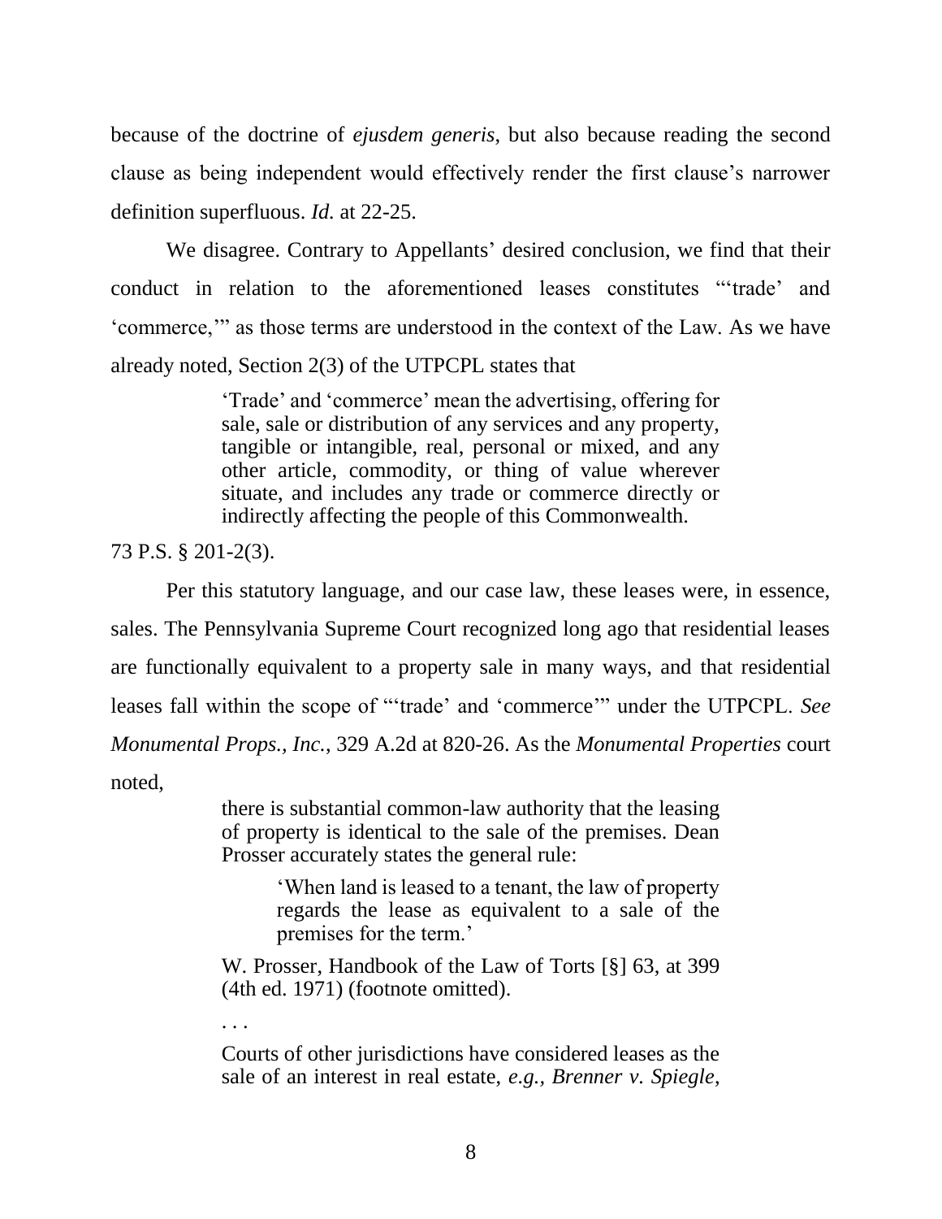because of the doctrine of *ejusdem generis*, but also because reading the second clause as being independent would effectively render the first clause's narrower definition superfluous. *Id.* at 22-25.

We disagree. Contrary to Appellants' desired conclusion, we find that their conduct in relation to the aforementioned leases constitutes "'trade' and 'commerce,'" as those terms are understood in the context of the Law. As we have already noted, Section 2(3) of the UTPCPL states that

> 'Trade' and 'commerce' mean the advertising, offering for sale, sale or distribution of any services and any property, tangible or intangible, real, personal or mixed, and any other article, commodity, or thing of value wherever situate, and includes any trade or commerce directly or indirectly affecting the people of this Commonwealth.

73 P.S. § 201-2(3).

Per this statutory language, and our case law, these leases were, in essence, sales. The Pennsylvania Supreme Court recognized long ago that residential leases are functionally equivalent to a property sale in many ways, and that residential leases fall within the scope of "'trade' and 'commerce'" under the UTPCPL. *See Monumental Props., Inc.*, 329 A.2d at 820-26. As the *Monumental Properties* court noted,

> there is substantial common-law authority that the leasing of property is identical to the sale of the premises. Dean Prosser accurately states the general rule:
>
> > 'When land is leased to a tenant, the law of property regards the lease as equivalent to a sale of the premises for the term.'
>
> W. Prosser, Handbook of the Law of Torts [§] 63, at 399 (4th ed. 1971) (footnote omitted).
>
> . . .
>
> Courts of other jurisdictions have considered leases as the sale of an interest in real estate, *e.g., Brenner v. Spiegle*,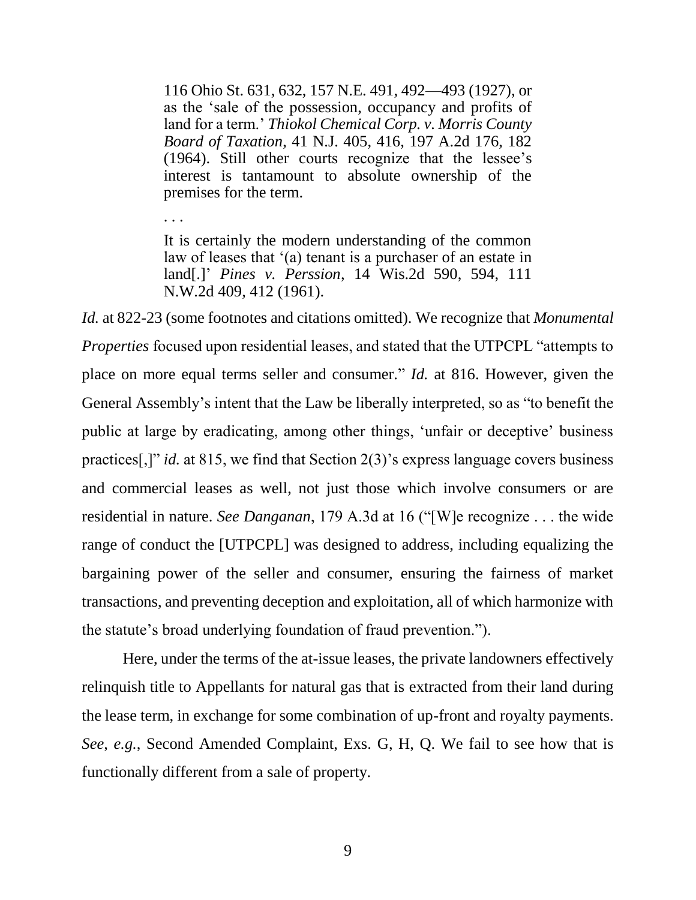> 116 Ohio St. 631, 632, 157 N.E. 491, 492—493 (1927), or as the 'sale of the possession, occupancy and profits of land for a term.' *Thiokol Chemical Corp. v. Morris County Board of Taxation*, 41 N.J. 405, 416, 197 A.2d 176, 182 (1964). Still other courts recognize that the lessee's interest is tantamount to absolute ownership of the premises for the term.
>
> . . .
>
> It is certainly the modern understanding of the common law of leases that '(a) tenant is a purchaser of an estate in land[.]' *Pines v. Perssion*, 14 Wis.2d 590, 594, 111 N.W.2d 409, 412 (1961).

*Id.* at 822-23 (some footnotes and citations omitted). We recognize that *Monumental Properties* focused upon residential leases, and stated that the UTPCPL "attempts to place on more equal terms seller and consumer." *Id.* at 816. However, given the General Assembly's intent that the Law be liberally interpreted, so as "to benefit the public at large by eradicating, among other things, 'unfair or deceptive' business practices[,]" *id.* at 815, we find that Section 2(3)'s express language covers business and commercial leases as well, not just those which involve consumers or are residential in nature. *See Danganan*, 179 A.3d at 16 ("[W]e recognize . . . the wide range of conduct the [UTPCPL] was designed to address, including equalizing the bargaining power of the seller and consumer, ensuring the fairness of market transactions, and preventing deception and exploitation, all of which harmonize with the statute's broad underlying foundation of fraud prevention.").

Here, under the terms of the at-issue leases, the private landowners effectively relinquish title to Appellants for natural gas that is extracted from their land during the lease term, in exchange for some combination of up-front and royalty payments. *See*, *e.g.*, Second Amended Complaint, Exs. G, H, Q. We fail to see how that is functionally different from a sale of property.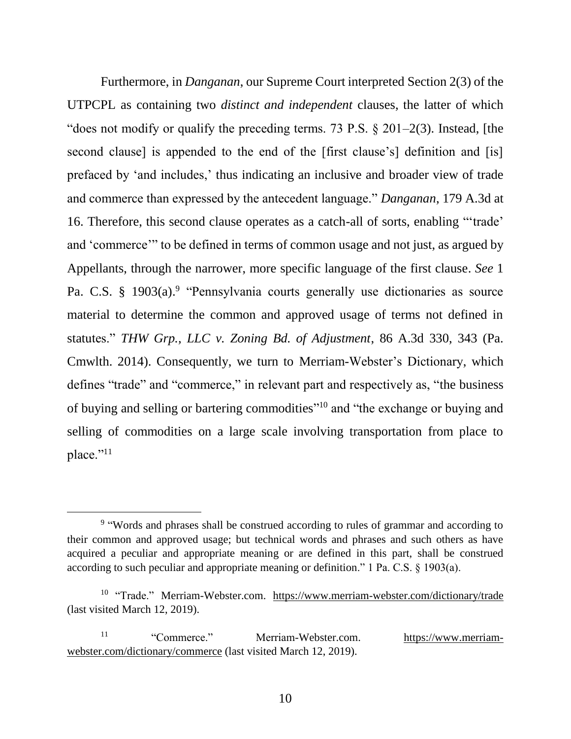Furthermore, in *Danganan*, our Supreme Court interpreted Section 2(3) of the UTPCPL as containing two *distinct and independent* clauses, the latter of which "does not modify or qualify the preceding terms. 73 P.S. § 201–2(3). Instead, [the second clause] is appended to the end of the [first clause's] definition and [is] prefaced by 'and includes,' thus indicating an inclusive and broader view of trade and commerce than expressed by the antecedent language." *Danganan*, 179 A.3d at 16. Therefore, this second clause operates as a catch-all of sorts, enabling "'trade' and 'commerce'" to be defined in terms of common usage and not just, as argued by Appellants, through the narrower, more specific language of the first clause. *See* 1 Pa. C.S. § 1903(a).[9] "Pennsylvania courts generally use dictionaries as source material to determine the common and approved usage of terms not defined in statutes." *THW Grp., LLC v. Zoning Bd. of Adjustment*, 86 A.3d 330, 343 (Pa. Cmwlth. 2014). Consequently, we turn to Merriam-Webster's Dictionary, which defines "trade" and "commerce," in relevant part and respectively as, "the business of buying and selling or bartering commodities"[10] and "the exchange or buying and selling of commodities on a large scale involving transportation from place to place."[11]

---

[9] "Words and phrases shall be construed according to rules of grammar and according to their common and approved usage; but technical words and phrases and such others as have acquired a peculiar and appropriate meaning or are defined in this part, shall be construed according to such peculiar and appropriate meaning or definition." 1 Pa. C.S. § 1903(a).

[10] "Trade." Merriam-Webster.com. https://www.merriam-webster.com/dictionary/trade (last visited March 12, 2019).

[11] "Commerce." Merriam-Webster.com. https://www.merriam-webster.com/dictionary/commerce (last visited March 12, 2019).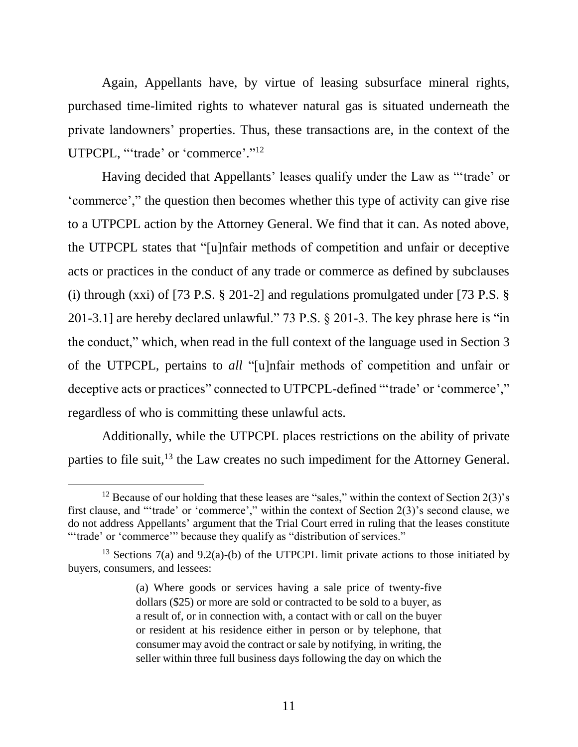Again, Appellants have, by virtue of leasing subsurface mineral rights, purchased time-limited rights to whatever natural gas is situated underneath the private landowners' properties. Thus, these transactions are, in the context of the UTPCPL, "'trade' or 'commerce'."[12]

Having decided that Appellants' leases qualify under the Law as "'trade' or 'commerce'," the question then becomes whether this type of activity can give rise to a UTPCPL action by the Attorney General. We find that it can. As noted above, the UTPCPL states that "[u]nfair methods of competition and unfair or deceptive acts or practices in the conduct of any trade or commerce as defined by subclauses (i) through (xxi) of [73 P.S. § 201-2] and regulations promulgated under [73 P.S. § 201-3.1] are hereby declared unlawful." 73 P.S. § 201-3. The key phrase here is "in the conduct," which, when read in the full context of the language used in Section 3 of the UTPCPL, pertains to *all* "[u]nfair methods of competition and unfair or deceptive acts or practices" connected to UTPCPL-defined "'trade' or 'commerce'," regardless of who is committing these unlawful acts.

Additionally, while the UTPCPL places restrictions on the ability of private parties to file suit,[13] the Law creates no such impediment for the Attorney General.

---

[12] Because of our holding that these leases are "sales," within the context of Section 2(3)'s first clause, and "'trade' or 'commerce'," within the context of Section 2(3)'s second clause, we do not address Appellants' argument that the Trial Court erred in ruling that the leases constitute "'trade' or 'commerce'" because they qualify as "distribution of services."

[13] Sections 7(a) and 9.2(a)-(b) of the UTPCPL limit private actions to those initiated by buyers, consumers, and lessees:

> (a) Where goods or services having a sale price of twenty-five dollars ($25) or more are sold or contracted to be sold to a buyer, as a result of, or in connection with, a contact with or call on the buyer or resident at his residence either in person or by telephone, that consumer may avoid the contract or sale by notifying, in writing, the seller within three full business days following the day on which the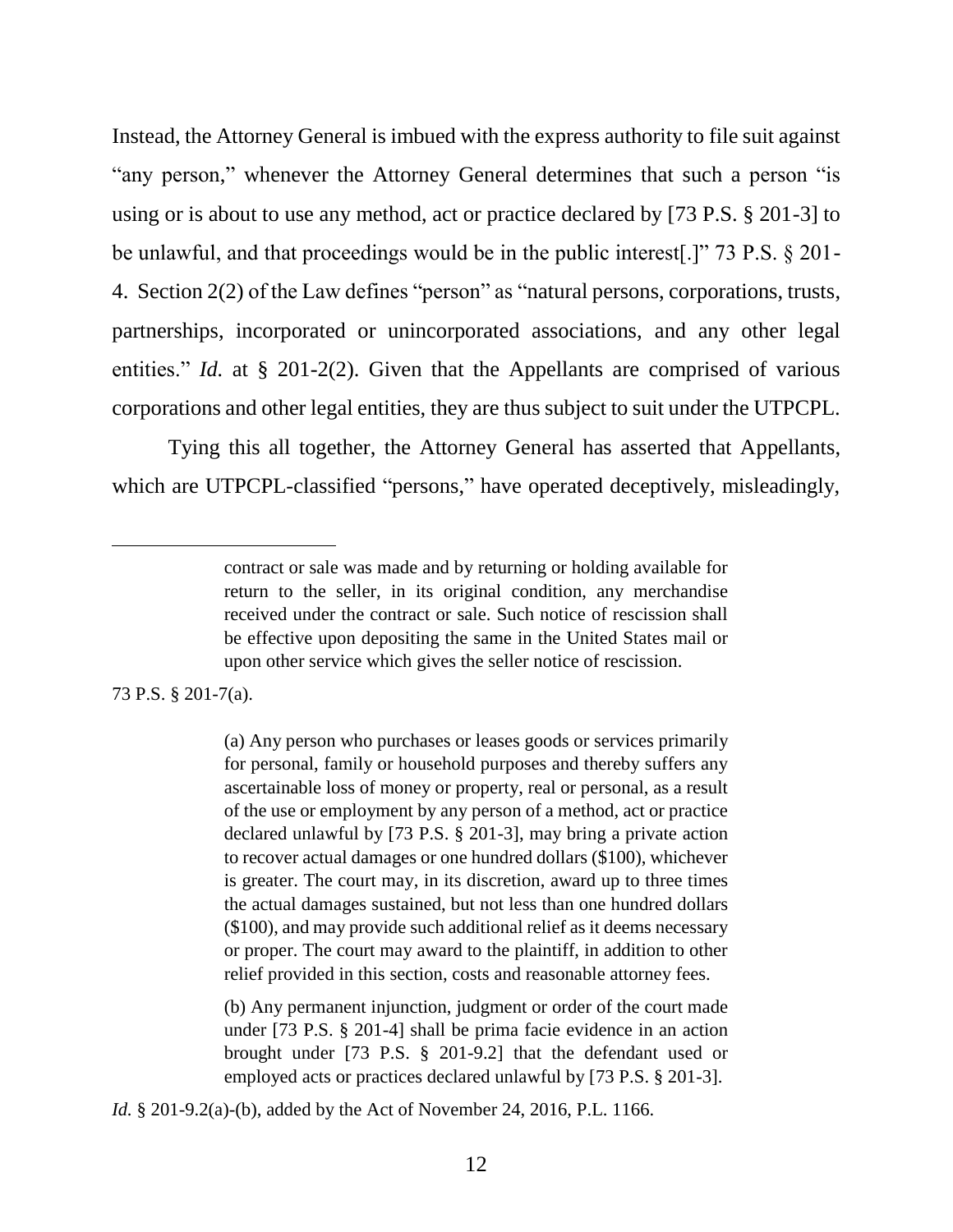Instead, the Attorney General is imbued with the express authority to file suit against "any person," whenever the Attorney General determines that such a person "is using or is about to use any method, act or practice declared by [73 P.S. § 201-3] to be unlawful, and that proceedings would be in the public interest[.]" 73 P.S. § 201-4. Section 2(2) of the Law defines "person" as "natural persons, corporations, trusts, partnerships, incorporated or unincorporated associations, and any other legal entities." *Id.* at § 201-2(2). Given that the Appellants are comprised of various corporations and other legal entities, they are thus subject to suit under the UTPCPL.

Tying this all together, the Attorney General has asserted that Appellants, which are UTPCPL-classified "persons," have operated deceptively, misleadingly,

---

> contract or sale was made and by returning or holding available for return to the seller, in its original condition, any merchandise received under the contract or sale. Such notice of rescission shall be effective upon depositing the same in the United States mail or upon other service which gives the seller notice of rescission.

73 P.S. § 201-7(a).

> (a) Any person who purchases or leases goods or services primarily for personal, family or household purposes and thereby suffers any ascertainable loss of money or property, real or personal, as a result of the use or employment by any person of a method, act or practice declared unlawful by [73 P.S. § 201-3], may bring a private action to recover actual damages or one hundred dollars ($100), whichever is greater. The court may, in its discretion, award up to three times the actual damages sustained, but not less than one hundred dollars ($100), and may provide such additional relief as it deems necessary or proper. The court may award to the plaintiff, in addition to other relief provided in this section, costs and reasonable attorney fees.
>
> (b) Any permanent injunction, judgment or order of the court made under [73 P.S. § 201-4] shall be prima facie evidence in an action brought under [73 P.S. § 201-9.2] that the defendant used or employed acts or practices declared unlawful by [73 P.S. § 201-3].

*Id.* § 201-9.2(a)-(b), added by the Act of November 24, 2016, P.L. 1166.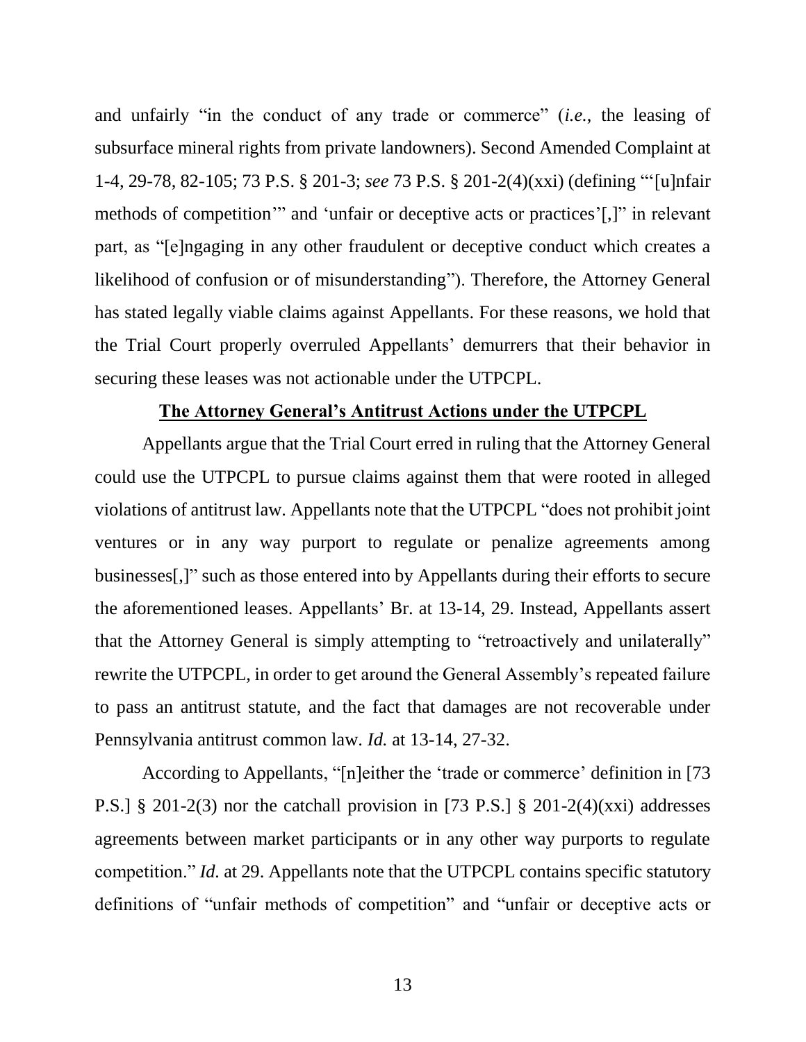and unfairly "in the conduct of any trade or commerce" (*i.e.*, the leasing of subsurface mineral rights from private landowners). Second Amended Complaint at 1-4, 29-78, 82-105; 73 P.S. § 201-3; *see* 73 P.S. § 201-2(4)(xxi) (defining "'[u]nfair methods of competition'" and 'unfair or deceptive acts or practices'[,]" in relevant part, as "[e]ngaging in any other fraudulent or deceptive conduct which creates a likelihood of confusion or of misunderstanding"). Therefore, the Attorney General has stated legally viable claims against Appellants. For these reasons, we hold that the Trial Court properly overruled Appellants' demurrers that their behavior in securing these leases was not actionable under the UTPCPL.

**The Attorney General's Antitrust Actions under the UTPCPL**

Appellants argue that the Trial Court erred in ruling that the Attorney General could use the UTPCPL to pursue claims against them that were rooted in alleged violations of antitrust law. Appellants note that the UTPCPL "does not prohibit joint ventures or in any way purport to regulate or penalize agreements among businesses[,]" such as those entered into by Appellants during their efforts to secure the aforementioned leases. Appellants' Br. at 13-14, 29. Instead, Appellants assert that the Attorney General is simply attempting to "retroactively and unilaterally" rewrite the UTPCPL, in order to get around the General Assembly's repeated failure to pass an antitrust statute, and the fact that damages are not recoverable under Pennsylvania antitrust common law. *Id.* at 13-14, 27-32.

According to Appellants, "[n]either the 'trade or commerce' definition in [73 P.S.] § 201-2(3) nor the catchall provision in [73 P.S.] § 201-2(4)(xxi) addresses agreements between market participants or in any other way purports to regulate competition." *Id.* at 29. Appellants note that the UTPCPL contains specific statutory definitions of "unfair methods of competition" and "unfair or deceptive acts or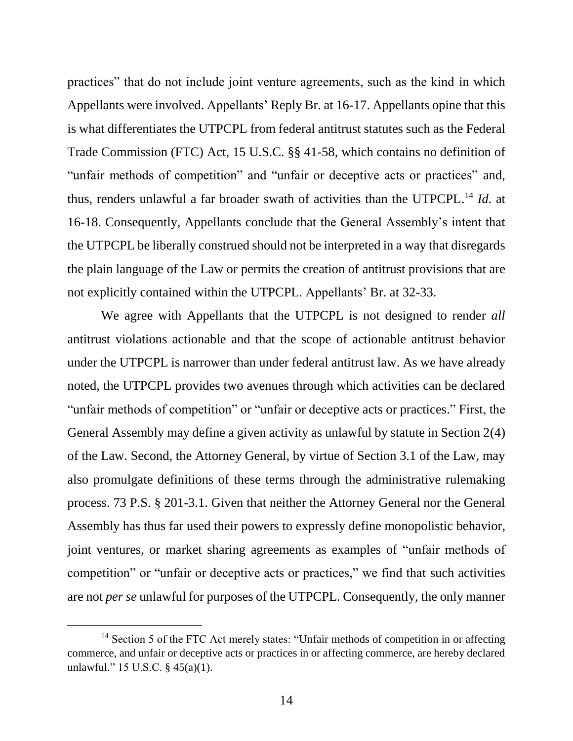practices" that do not include joint venture agreements, such as the kind in which Appellants were involved. Appellants' Reply Br. at 16-17. Appellants opine that this is what differentiates the UTPCPL from federal antitrust statutes such as the Federal Trade Commission (FTC) Act, 15 U.S.C. §§ 41-58, which contains no definition of "unfair methods of competition" and "unfair or deceptive acts or practices" and, thus, renders unlawful a far broader swath of activities than the UTPCPL.[14] *Id.* at 16-18. Consequently, Appellants conclude that the General Assembly's intent that the UTPCPL be liberally construed should not be interpreted in a way that disregards the plain language of the Law or permits the creation of antitrust provisions that are not explicitly contained within the UTPCPL. Appellants' Br. at 32-33.

We agree with Appellants that the UTPCPL is not designed to render *all* antitrust violations actionable and that the scope of actionable antitrust behavior under the UTPCPL is narrower than under federal antitrust law. As we have already noted, the UTPCPL provides two avenues through which activities can be declared "unfair methods of competition" or "unfair or deceptive acts or practices." First, the General Assembly may define a given activity as unlawful by statute in Section 2(4) of the Law. Second, the Attorney General, by virtue of Section 3.1 of the Law, may also promulgate definitions of these terms through the administrative rulemaking process. 73 P.S. § 201-3.1. Given that neither the Attorney General nor the General Assembly has thus far used their powers to expressly define monopolistic behavior, joint ventures, or market sharing agreements as examples of "unfair methods of competition" or "unfair or deceptive acts or practices," we find that such activities are not *per se* unlawful for purposes of the UTPCPL. Consequently, the only manner

[14] Section 5 of the FTC Act merely states: "Unfair methods of competition in or affecting commerce, and unfair or deceptive acts or practices in or affecting commerce, are hereby declared unlawful." 15 U.S.C. § 45(a)(1).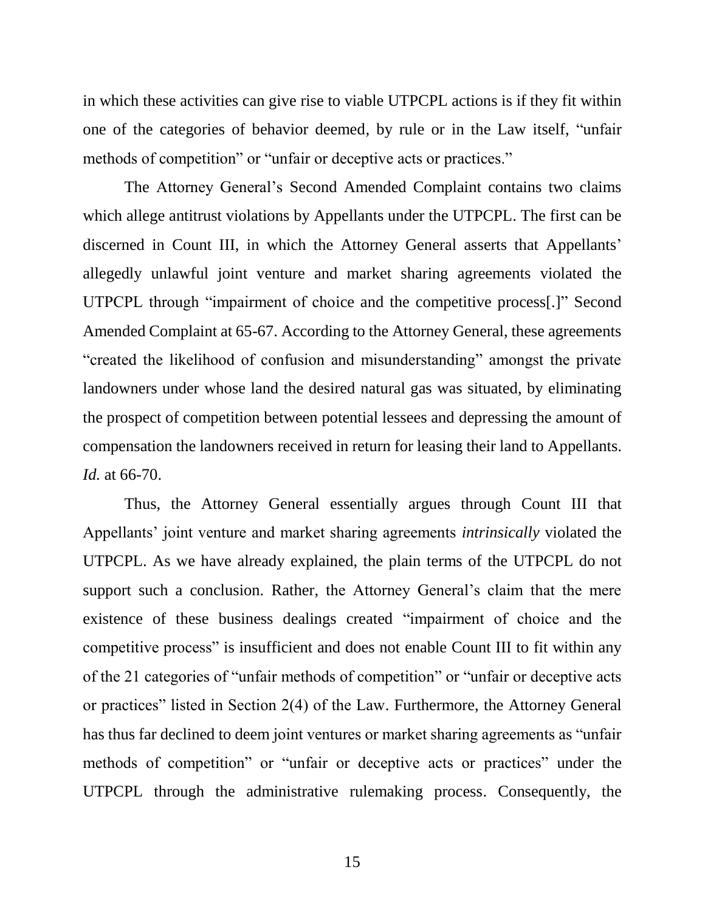in which these activities can give rise to viable UTPCPL actions is if they fit within one of the categories of behavior deemed, by rule or in the Law itself, "unfair methods of competition" or "unfair or deceptive acts or practices."

The Attorney General's Second Amended Complaint contains two claims which allege antitrust violations by Appellants under the UTPCPL. The first can be discerned in Count III, in which the Attorney General asserts that Appellants' allegedly unlawful joint venture and market sharing agreements violated the UTPCPL through "impairment of choice and the competitive process[.]" Second Amended Complaint at 65-67. According to the Attorney General, these agreements "created the likelihood of confusion and misunderstanding" amongst the private landowners under whose land the desired natural gas was situated, by eliminating the prospect of competition between potential lessees and depressing the amount of compensation the landowners received in return for leasing their land to Appellants. *Id.* at 66-70.

Thus, the Attorney General essentially argues through Count III that Appellants' joint venture and market sharing agreements *intrinsically* violated the UTPCPL. As we have already explained, the plain terms of the UTPCPL do not support such a conclusion. Rather, the Attorney General's claim that the mere existence of these business dealings created "impairment of choice and the competitive process" is insufficient and does not enable Count III to fit within any of the 21 categories of "unfair methods of competition" or "unfair or deceptive acts or practices" listed in Section 2(4) of the Law. Furthermore, the Attorney General has thus far declined to deem joint ventures or market sharing agreements as "unfair methods of competition" or "unfair or deceptive acts or practices" under the UTPCPL through the administrative rulemaking process. Consequently, the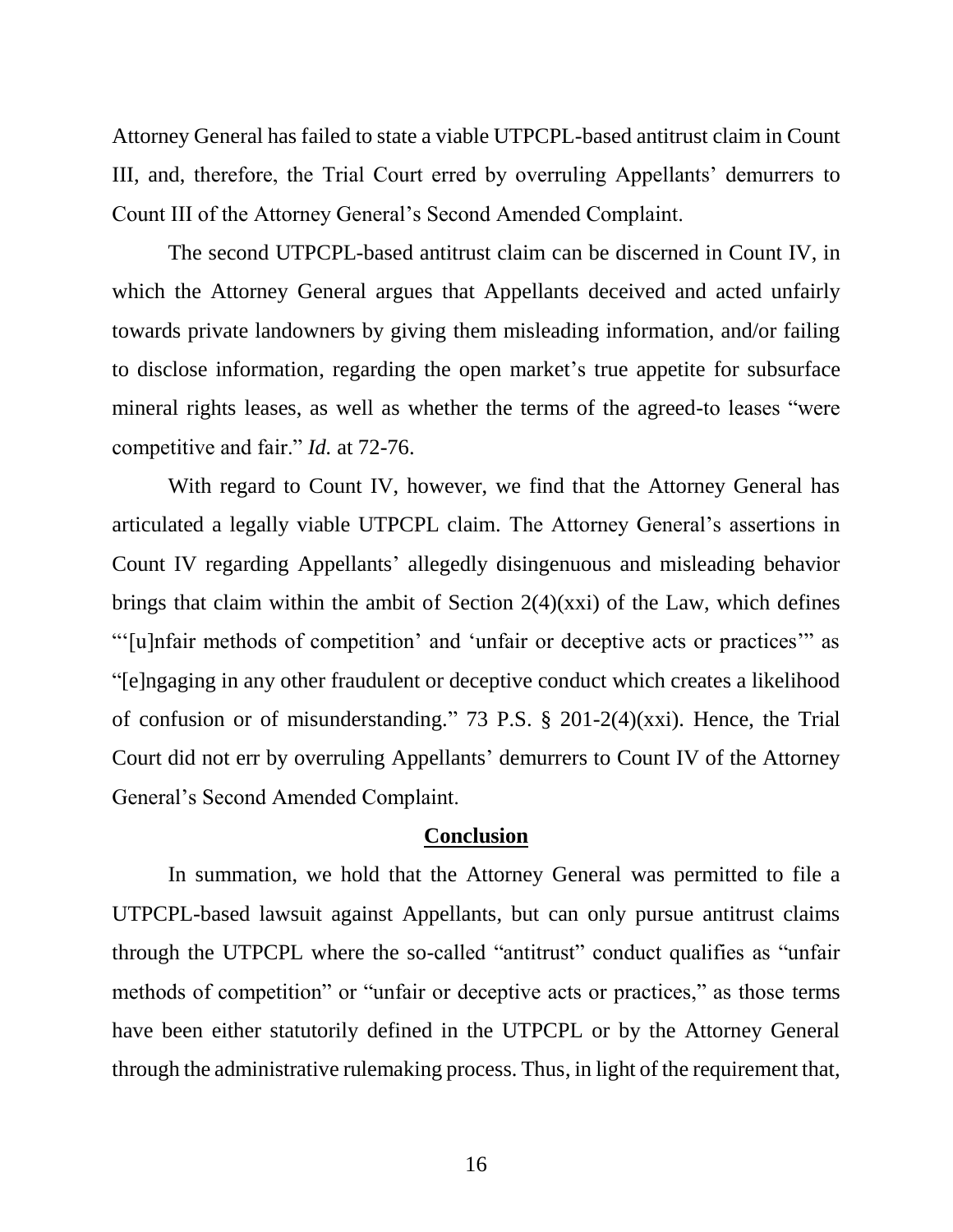Attorney General has failed to state a viable UTPCPL-based antitrust claim in Count III, and, therefore, the Trial Court erred by overruling Appellants' demurrers to Count III of the Attorney General's Second Amended Complaint.

The second UTPCPL-based antitrust claim can be discerned in Count IV, in which the Attorney General argues that Appellants deceived and acted unfairly towards private landowners by giving them misleading information, and/or failing to disclose information, regarding the open market's true appetite for subsurface mineral rights leases, as well as whether the terms of the agreed-to leases "were competitive and fair." *Id.* at 72-76.

With regard to Count IV, however, we find that the Attorney General has articulated a legally viable UTPCPL claim. The Attorney General's assertions in Count IV regarding Appellants' allegedly disingenuous and misleading behavior brings that claim within the ambit of Section 2(4)(xxi) of the Law, which defines "'[u]nfair methods of competition' and 'unfair or deceptive acts or practices'" as "[e]ngaging in any other fraudulent or deceptive conduct which creates a likelihood of confusion or of misunderstanding." 73 P.S. § 201-2(4)(xxi). Hence, the Trial Court did not err by overruling Appellants' demurrers to Count IV of the Attorney General's Second Amended Complaint.

## Conclusion

In summation, we hold that the Attorney General was permitted to file a UTPCPL-based lawsuit against Appellants, but can only pursue antitrust claims through the UTPCPL where the so-called "antitrust" conduct qualifies as "unfair methods of competition" or "unfair or deceptive acts or practices," as those terms have been either statutorily defined in the UTPCPL or by the Attorney General through the administrative rulemaking process. Thus, in light of the requirement that,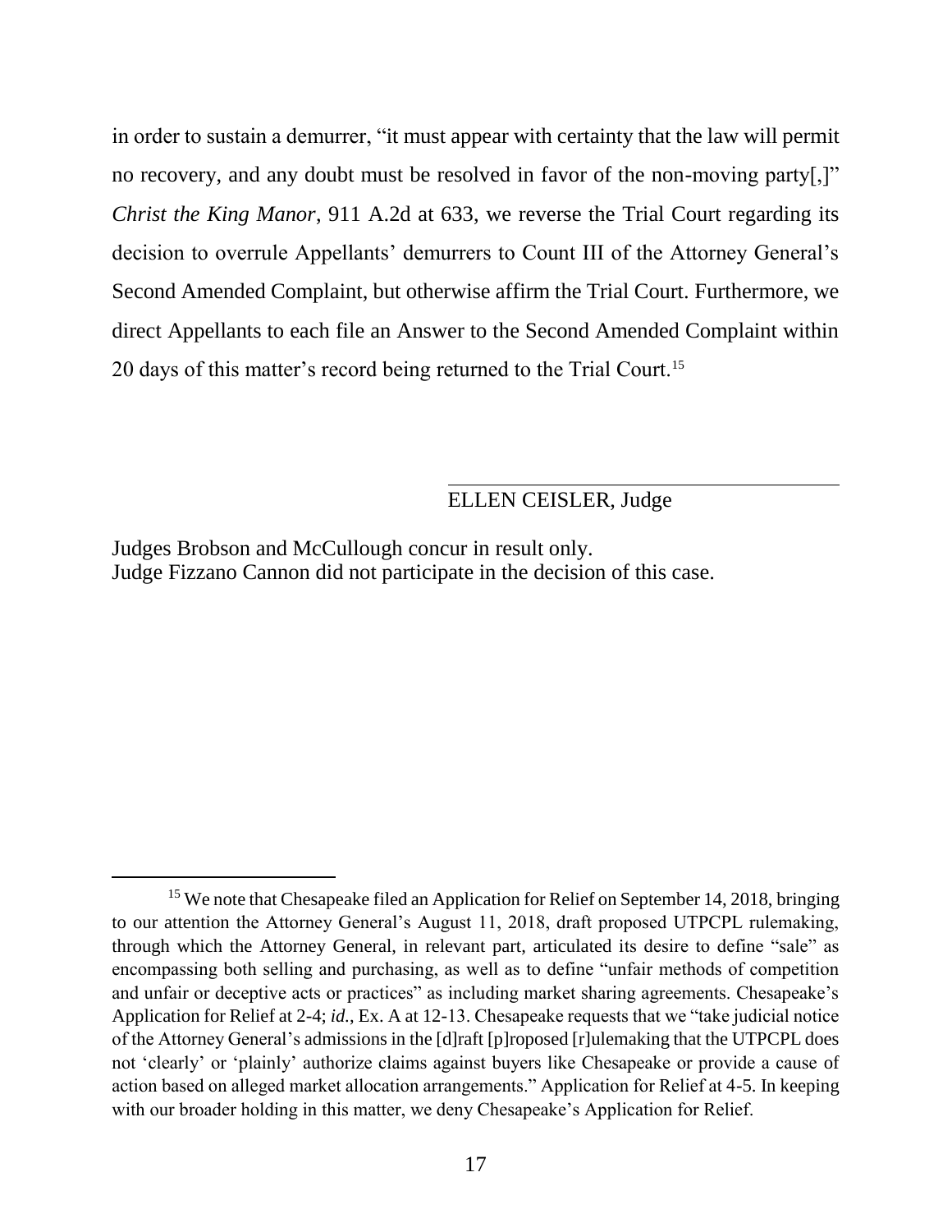in order to sustain a demurrer, "it must appear with certainty that the law will permit no recovery, and any doubt must be resolved in favor of the non-moving party[,]" *Christ the King Manor*, 911 A.2d at 633, we reverse the Trial Court regarding its decision to overrule Appellants' demurrers to Count III of the Attorney General's Second Amended Complaint, but otherwise affirm the Trial Court. Furthermore, we direct Appellants to each file an Answer to the Second Amended Complaint within 20 days of this matter's record being returned to the Trial Court.[15]

ELLEN CEISLER, Judge

Judges Brobson and McCullough concur in result only.
Judge Fizzano Cannon did not participate in the decision of this case.

---

[15] We note that Chesapeake filed an Application for Relief on September 14, 2018, bringing to our attention the Attorney General's August 11, 2018, draft proposed UTPCPL rulemaking, through which the Attorney General, in relevant part, articulated its desire to define "sale" as encompassing both selling and purchasing, as well as to define "unfair methods of competition and unfair or deceptive acts or practices" as including market sharing agreements. Chesapeake's Application for Relief at 2-4; *id.*, Ex. A at 12-13. Chesapeake requests that we "take judicial notice of the Attorney General's admissions in the [d]raft [p]roposed [r]ulemaking that the UTPCPL does not 'clearly' or 'plainly' authorize claims against buyers like Chesapeake or provide a cause of action based on alleged market allocation arrangements." Application for Relief at 4-5. In keeping with our broader holding in this matter, we deny Chesapeake's Application for Relief.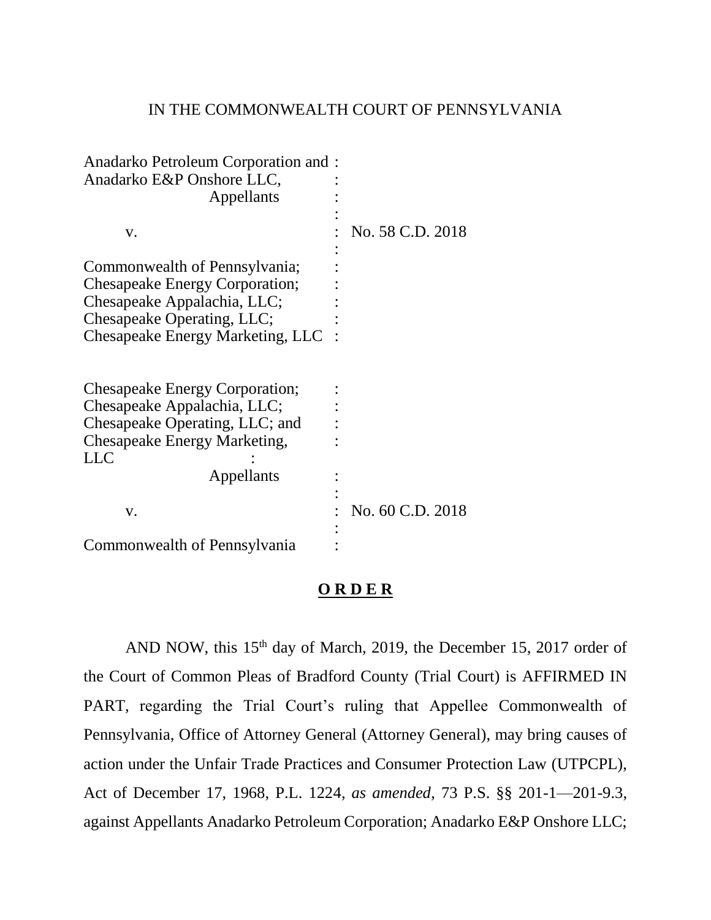IN THE COMMONWEALTH COURT OF PENNSYLVANIA

Anadarko Petroleum Corporation and :
Anadarko E&P Onshore LLC, :
Appellants :
:
v. : No. 58 C.D. 2018
:
Commonwealth of Pennsylvania; :
Chesapeake Energy Corporation; :
Chesapeake Appalachia, LLC; :
Chesapeake Operating, LLC; :
Chesapeake Energy Marketing, LLC :

Chesapeake Energy Corporation; :
Chesapeake Appalachia, LLC; :
Chesapeake Operating, LLC; and :
Chesapeake Energy Marketing, :
LLC :
Appellants :
:
v. : No. 60 C.D. 2018
:
Commonwealth of Pennsylvania :

**O R D E R**

AND NOW, this 15th day of March, 2019, the December 15, 2017 order of the Court of Common Pleas of Bradford County (Trial Court) is AFFIRMED IN PART, regarding the Trial Court's ruling that Appellee Commonwealth of Pennsylvania, Office of Attorney General (Attorney General), may bring causes of action under the Unfair Trade Practices and Consumer Protection Law (UTPCPL), Act of December 17, 1968, P.L. 1224, *as amended*, 73 P.S. §§ 201-1—201-9.3, against Appellants Anadarko Petroleum Corporation; Anadarko E&P Onshore LLC;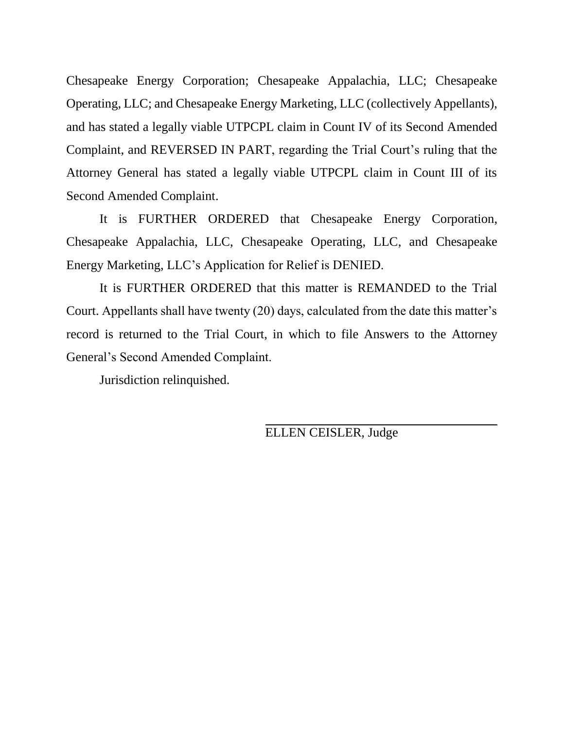Chesapeake Energy Corporation; Chesapeake Appalachia, LLC; Chesapeake Operating, LLC; and Chesapeake Energy Marketing, LLC (collectively Appellants), and has stated a legally viable UTPCPL claim in Count IV of its Second Amended Complaint, and REVERSED IN PART, regarding the Trial Court's ruling that the Attorney General has stated a legally viable UTPCPL claim in Count III of its Second Amended Complaint.

It is FURTHER ORDERED that Chesapeake Energy Corporation, Chesapeake Appalachia, LLC, Chesapeake Operating, LLC, and Chesapeake Energy Marketing, LLC's Application for Relief is DENIED.

It is FURTHER ORDERED that this matter is REMANDED to the Trial Court. Appellants shall have twenty (20) days, calculated from the date this matter's record is returned to the Trial Court, in which to file Answers to the Attorney General's Second Amended Complaint.

Jurisdiction relinquished.

ELLEN CEISLER, Judge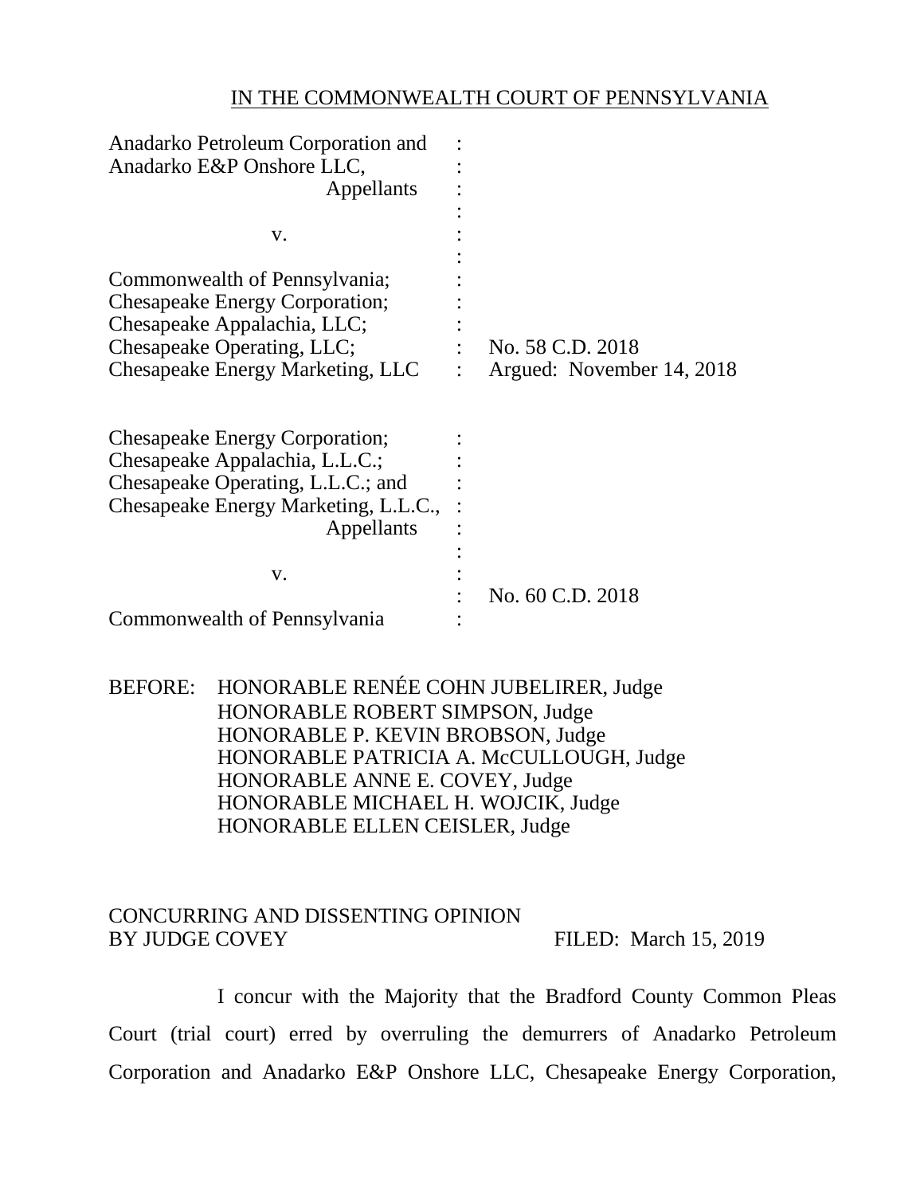IN THE COMMONWEALTH COURT OF PENNSYLVANIA

| | | |
|---|---|---|
| Anadarko Petroleum Corporation and Anadarko E&P Onshore LLC, Appellants | : | |
| v. | : | |
| Commonwealth of Pennsylvania; Chesapeake Energy Corporation; Chesapeake Appalachia, LLC; Chesapeake Operating, LLC; Chesapeake Energy Marketing, LLC | : | No. 58 C.D. 2018 Argued: November 14, 2018 |

| | | |
|---|---|---|
| Chesapeake Energy Corporation; Chesapeake Appalachia, L.L.C.; Chesapeake Operating, L.L.C.; and Chesapeake Energy Marketing, L.L.C., Appellants | : | |
| v. | : | No. 60 C.D. 2018 |
| Commonwealth of Pennsylvania | : | |

BEFORE: HONORABLE RENÉE COHN JUBELIRER, Judge
HONORABLE ROBERT SIMPSON, Judge
HONORABLE P. KEVIN BROBSON, Judge
HONORABLE PATRICIA A. McCULLOUGH, Judge
HONORABLE ANNE E. COVEY, Judge
HONORABLE MICHAEL H. WOJCIK, Judge
HONORABLE ELLEN CEISLER, Judge

CONCURRING AND DISSENTING OPINION
BY JUDGE COVEY FILED: March 15, 2019

I concur with the Majority that the Bradford County Common Pleas Court (trial court) erred by overruling the demurrers of Anadarko Petroleum Corporation and Anadarko E&P Onshore LLC, Chesapeake Energy Corporation,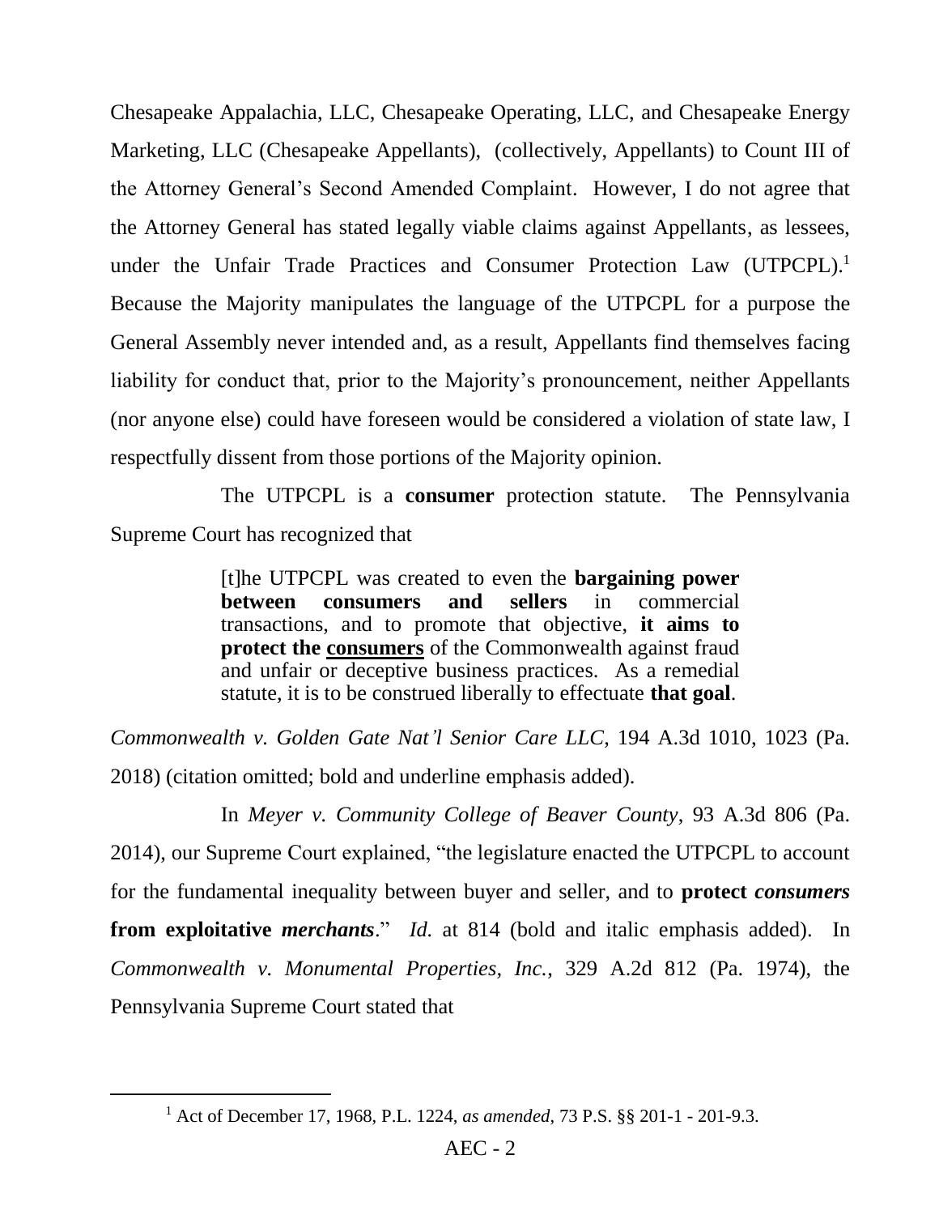Chesapeake Appalachia, LLC, Chesapeake Operating, LLC, and Chesapeake Energy Marketing, LLC (Chesapeake Appellants), (collectively, Appellants) to Count III of the Attorney General's Second Amended Complaint. However, I do not agree that the Attorney General has stated legally viable claims against Appellants, as lessees, under the Unfair Trade Practices and Consumer Protection Law (UTPCPL).[1] Because the Majority manipulates the language of the UTPCPL for a purpose the General Assembly never intended and, as a result, Appellants find themselves facing liability for conduct that, prior to the Majority's pronouncement, neither Appellants (nor anyone else) could have foreseen would be considered a violation of state law, I respectfully dissent from those portions of the Majority opinion.

The UTPCPL is a **consumer** protection statute. The Pennsylvania Supreme Court has recognized that

> [t]he UTPCPL was created to even the **bargaining power between consumers and sellers** in commercial transactions, and to promote that objective, **it aims to protect the <u>consumers</u>** of the Commonwealth against fraud and unfair or deceptive business practices. As a remedial statute, it is to be construed liberally to effectuate **that goal**.

*Commonwealth v. Golden Gate Nat'l Senior Care LLC*, 194 A.3d 1010, 1023 (Pa. 2018) (citation omitted; bold and underline emphasis added).

In *Meyer v. Community College of Beaver County*, 93 A.3d 806 (Pa. 2014), our Supreme Court explained, "the legislature enacted the UTPCPL to account for the fundamental inequality between buyer and seller, and to **protect *consumers* from exploitative *merchants*.**" *Id.* at 814 (bold and italic emphasis added). In *Commonwealth v. Monumental Properties, Inc.*, 329 A.2d 812 (Pa. 1974), the Pennsylvania Supreme Court stated that

[1] Act of December 17, 1968, P.L. 1224, *as amended*, 73 P.S. §§ 201-1 - 201-9.3.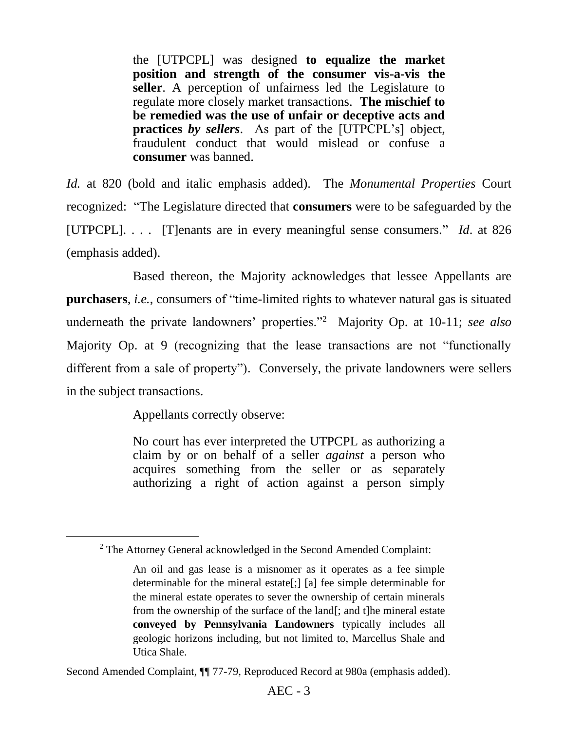> the [UTPCPL] was designed **to equalize the market position and strength of the consumer vis-a-vis the seller**. A perception of unfairness led the Legislature to regulate more closely market transactions. **The mischief to be remedied was the use of unfair or deceptive acts and practices *by sellers***. As part of the [UTPCPL's] object, fraudulent conduct that would mislead or confuse a **consumer** was banned.

*Id.* at 820 (bold and italic emphasis added). The *Monumental Properties* Court recognized: "The Legislature directed that **consumers** were to be safeguarded by the [UTPCPL]. . . . [T]enants are in every meaningful sense consumers." *Id*. at 826 (emphasis added).

Based thereon, the Majority acknowledges that lessee Appellants are **purchasers**, *i.e.*, consumers of "time-limited rights to whatever natural gas is situated underneath the private landowners' properties."[2] Majority Op. at 10-11; *see also* Majority Op. at 9 (recognizing that the lease transactions are not "functionally different from a sale of property"). Conversely, the private landowners were sellers in the subject transactions.

Appellants correctly observe:

> No court has ever interpreted the UTPCPL as authorizing a claim by or on behalf of a seller *against* a person who acquires something from the seller or as separately authorizing a right of action against a person simply

---

[2] The Attorney General acknowledged in the Second Amended Complaint:

> An oil and gas lease is a misnomer as it operates as a fee simple determinable for the mineral estate[;] [a] fee simple determinable for the mineral estate operates to sever the ownership of certain minerals from the ownership of the surface of the land[; and t]he mineral estate **conveyed by Pennsylvania Landowners** typically includes all geologic horizons including, but not limited to, Marcellus Shale and Utica Shale.

Second Amended Complaint, ¶¶ 77-79, Reproduced Record at 980a (emphasis added).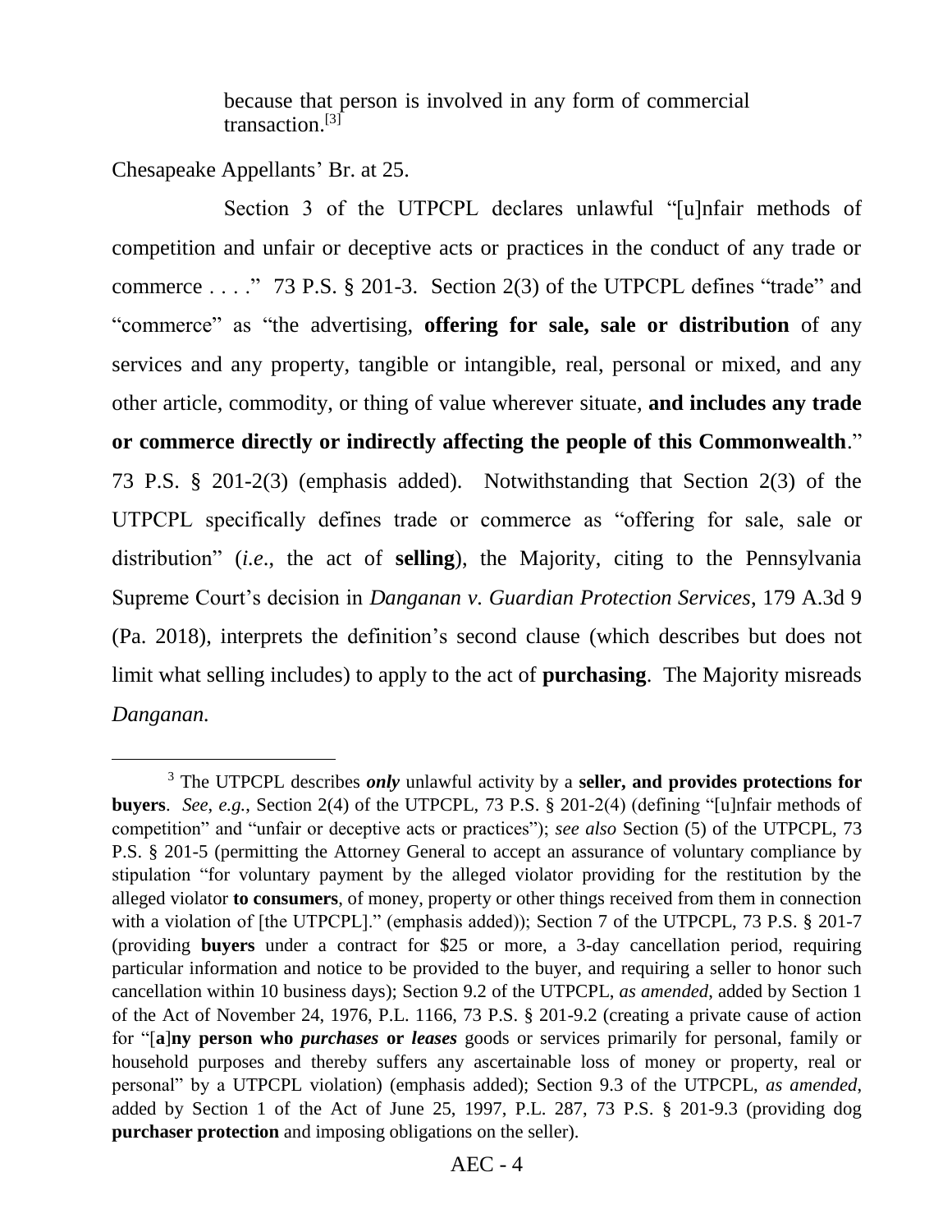> because that person is involved in any form of commercial transaction.[3]

Chesapeake Appellants' Br. at 25.

Section 3 of the UTPCPL declares unlawful "[u]nfair methods of competition and unfair or deceptive acts or practices in the conduct of any trade or commerce . . . ." 73 P.S. § 201-3. Section 2(3) of the UTPCPL defines "trade" and "commerce" as "the advertising, **offering for sale, sale or distribution** of any services and any property, tangible or intangible, real, personal or mixed, and any other article, commodity, or thing of value wherever situate, **and includes any trade or commerce directly or indirectly affecting the people of this Commonwealth**." 73 P.S. § 201-2(3) (emphasis added). Notwithstanding that Section 2(3) of the UTPCPL specifically defines trade or commerce as "offering for sale, sale or distribution" (*i.e.*, the act of **selling**), the Majority, citing to the Pennsylvania Supreme Court's decision in *Danganan v. Guardian Protection Services*, 179 A.3d 9 (Pa. 2018), interprets the definition's second clause (which describes but does not limit what selling includes) to apply to the act of **purchasing**. The Majority misreads *Danganan.*

---

[3] The UTPCPL describes ***only*** unlawful activity by a **seller, and provides protections for buyers**. *See*, *e.g.*, Section 2(4) of the UTPCPL, 73 P.S. § 201-2(4) (defining "[u]nfair methods of competition" and "unfair or deceptive acts or practices"); *see also* Section (5) of the UTPCPL, 73 P.S. § 201-5 (permitting the Attorney General to accept an assurance of voluntary compliance by stipulation "for voluntary payment by the alleged violator providing for the restitution by the alleged violator **to consumers**, of money, property or other things received from them in connection with a violation of [the UTPCPL]." (emphasis added)); Section 7 of the UTPCPL, 73 P.S. § 201-7 (providing **buyers** under a contract for $25 or more, a 3-day cancellation period, requiring particular information and notice to be provided to the buyer, and requiring a seller to honor such cancellation within 10 business days); Section 9.2 of the UTPCPL, *as amended*, added by Section 1 of the Act of November 24, 1976, P.L. 1166, 73 P.S. § 201-9.2 (creating a private cause of action for "[**a**]**ny person who *purchases* or *leases*** goods or services primarily for personal, family or household purposes and thereby suffers any ascertainable loss of money or property, real or personal" by a UTPCPL violation) (emphasis added); Section 9.3 of the UTPCPL, *as amended*, added by Section 1 of the Act of June 25, 1997, P.L. 287, 73 P.S. § 201-9.3 (providing dog **purchaser protection** and imposing obligations on the seller).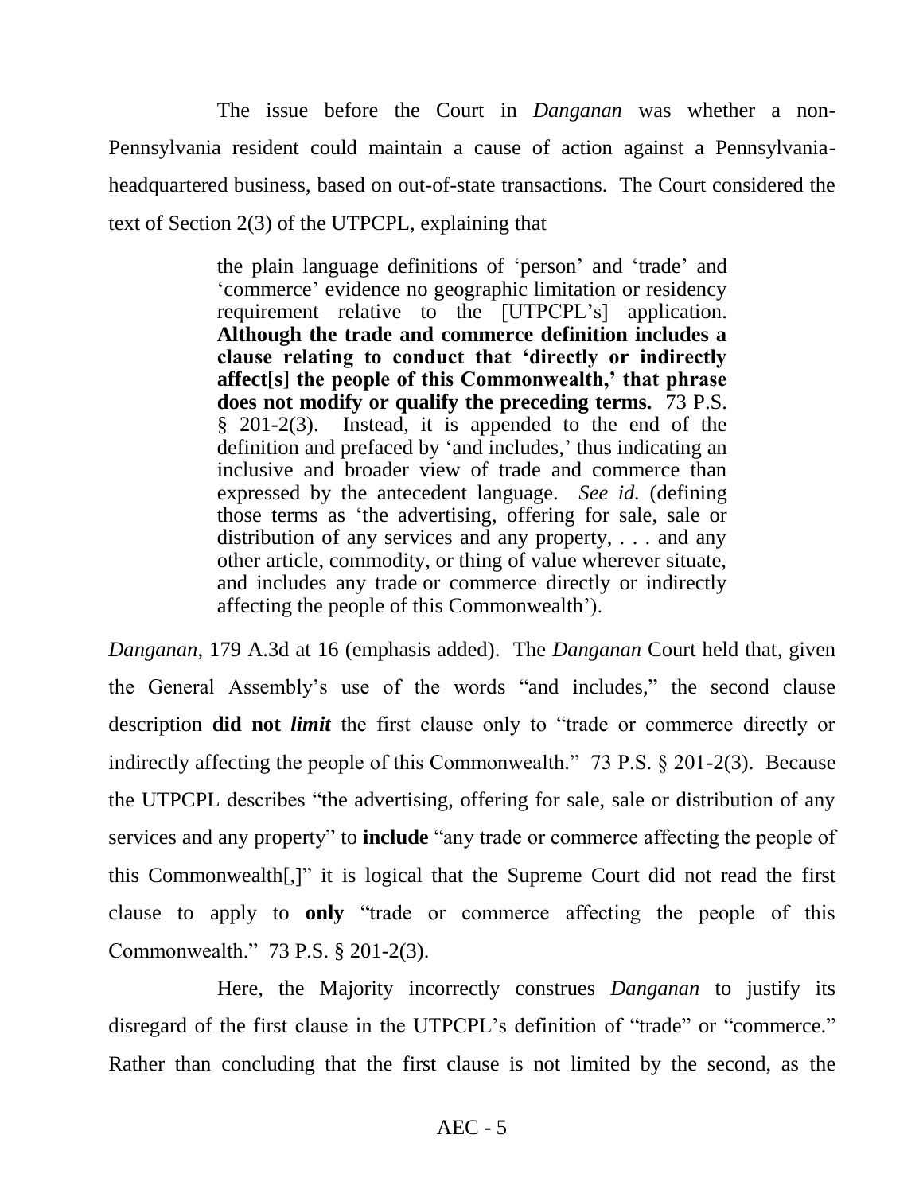The issue before the Court in *Danganan* was whether a non-Pennsylvania resident could maintain a cause of action against a Pennsylvania-headquartered business, based on out-of-state transactions. The Court considered the text of Section 2(3) of the UTPCPL, explaining that

> the plain language definitions of 'person' and 'trade' and 'commerce' evidence no geographic limitation or residency requirement relative to the [UTPCPL's] application. **Although the trade and commerce definition includes a clause relating to conduct that 'directly or indirectly affect[s] the people of this Commonwealth,' that phrase does not modify or qualify the preceding terms.** 73 P.S. § 201-2(3). Instead, it is appended to the end of the definition and prefaced by 'and includes,' thus indicating an inclusive and broader view of trade and commerce than expressed by the antecedent language. *See id.* (defining those terms as 'the advertising, offering for sale, sale or distribution of any services and any property, . . . and any other article, commodity, or thing of value wherever situate, and includes any trade or commerce directly or indirectly affecting the people of this Commonwealth').

*Danganan*, 179 A.3d at 16 (emphasis added). The *Danganan* Court held that, given the General Assembly's use of the words "and includes," the second clause description **did not *limit*** the first clause only to "trade or commerce directly or indirectly affecting the people of this Commonwealth." 73 P.S. § 201-2(3). Because the UTPCPL describes "the advertising, offering for sale, sale or distribution of any services and any property" to **include** "any trade or commerce affecting the people of this Commonwealth[,]" it is logical that the Supreme Court did not read the first clause to apply to **only** "trade or commerce affecting the people of this Commonwealth." 73 P.S. § 201-2(3).

Here, the Majority incorrectly construes *Danganan* to justify its disregard of the first clause in the UTPCPL's definition of "trade" or "commerce." Rather than concluding that the first clause is not limited by the second, as the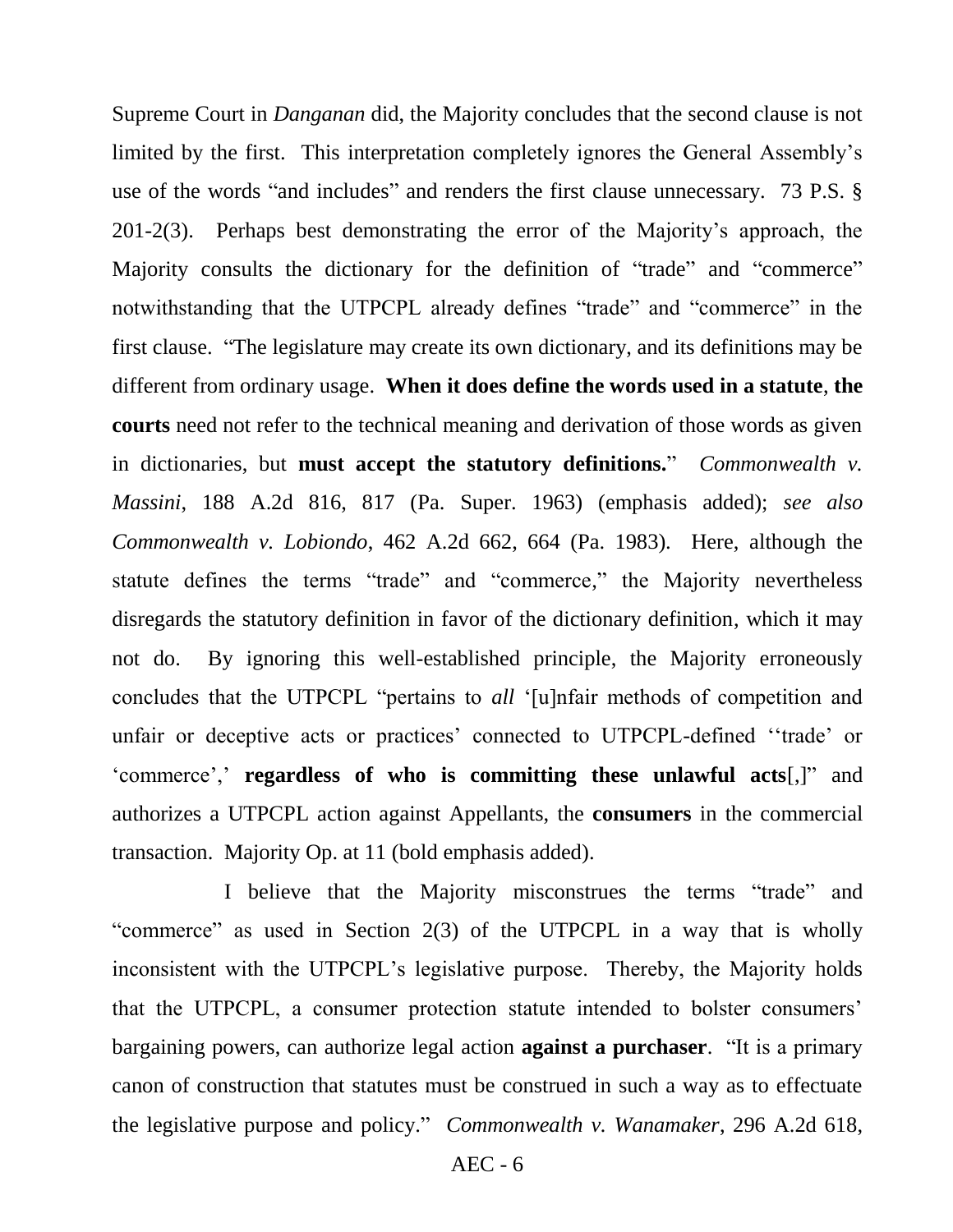Supreme Court in *Danganan* did, the Majority concludes that the second clause is not limited by the first. This interpretation completely ignores the General Assembly's use of the words "and includes" and renders the first clause unnecessary. 73 P.S. § 201-2(3). Perhaps best demonstrating the error of the Majority's approach, the Majority consults the dictionary for the definition of "trade" and "commerce" notwithstanding that the UTPCPL already defines "trade" and "commerce" in the first clause. "The legislature may create its own dictionary, and its definitions may be different from ordinary usage. **When it does define the words used in a statute**, **the courts** need not refer to the technical meaning and derivation of those words as given in dictionaries, but **must accept the statutory definitions.**" *Commonwealth v. Massini*, 188 A.2d 816, 817 (Pa. Super. 1963) (emphasis added); *see also Commonwealth v. Lobiondo*, 462 A.2d 662, 664 (Pa. 1983). Here, although the statute defines the terms "trade" and "commerce," the Majority nevertheless disregards the statutory definition in favor of the dictionary definition, which it may not do. By ignoring this well-established principle, the Majority erroneously concludes that the UTPCPL "pertains to *all* '[u]nfair methods of competition and unfair or deceptive acts or practices' connected to UTPCPL-defined ''trade' or 'commerce',' **regardless of who is committing these unlawful acts**[,]" and authorizes a UTPCPL action against Appellants, the **consumers** in the commercial transaction. Majority Op. at 11 (bold emphasis added).

I believe that the Majority misconstrues the terms "trade" and "commerce" as used in Section 2(3) of the UTPCPL in a way that is wholly inconsistent with the UTPCPL's legislative purpose. Thereby, the Majority holds that the UTPCPL, a consumer protection statute intended to bolster consumers' bargaining powers, can authorize legal action **against a purchaser**. "It is a primary canon of construction that statutes must be construed in such a way as to effectuate the legislative purpose and policy." *Commonwealth v. Wanamaker*, 296 A.2d 618,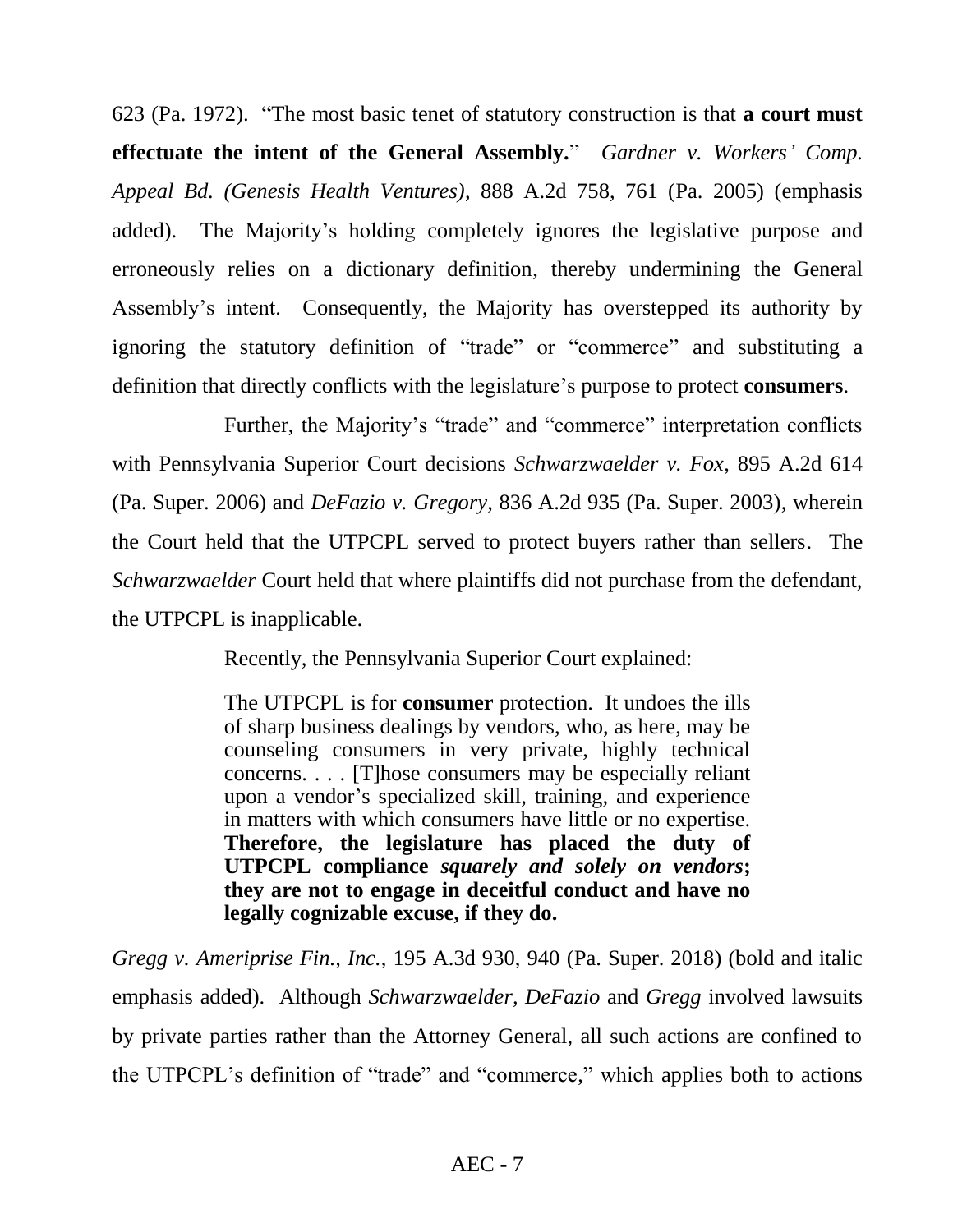623 (Pa. 1972). "The most basic tenet of statutory construction is that **a court must effectuate the intent of the General Assembly.**" *Gardner v. Workers' Comp. Appeal Bd. (Genesis Health Ventures)*, 888 A.2d 758, 761 (Pa. 2005) (emphasis added). The Majority's holding completely ignores the legislative purpose and erroneously relies on a dictionary definition, thereby undermining the General Assembly's intent. Consequently, the Majority has overstepped its authority by ignoring the statutory definition of "trade" or "commerce" and substituting a definition that directly conflicts with the legislature's purpose to protect **consumers**.

Further, the Majority's "trade" and "commerce" interpretation conflicts with Pennsylvania Superior Court decisions *Schwarzwaelder v. Fox*, 895 A.2d 614 (Pa. Super. 2006) and *DeFazio v. Gregory*, 836 A.2d 935 (Pa. Super. 2003), wherein the Court held that the UTPCPL served to protect buyers rather than sellers. The *Schwarzwaelder* Court held that where plaintiffs did not purchase from the defendant, the UTPCPL is inapplicable.

Recently, the Pennsylvania Superior Court explained:

> The UTPCPL is for **consumer** protection. It undoes the ills of sharp business dealings by vendors, who, as here, may be counseling consumers in very private, highly technical concerns. . . . [T]hose consumers may be especially reliant upon a vendor's specialized skill, training, and experience in matters with which consumers have little or no expertise. **Therefore, the legislature has placed the duty of UTPCPL compliance *squarely and solely on vendors*; they are not to engage in deceitful conduct and have no legally cognizable excuse, if they do.**

*Gregg v. Ameriprise Fin., Inc.*, 195 A.3d 930, 940 (Pa. Super. 2018) (bold and italic emphasis added). Although *Schwarzwaelder, DeFazio* and *Gregg* involved lawsuits by private parties rather than the Attorney General, all such actions are confined to the UTPCPL's definition of "trade" and "commerce," which applies both to actions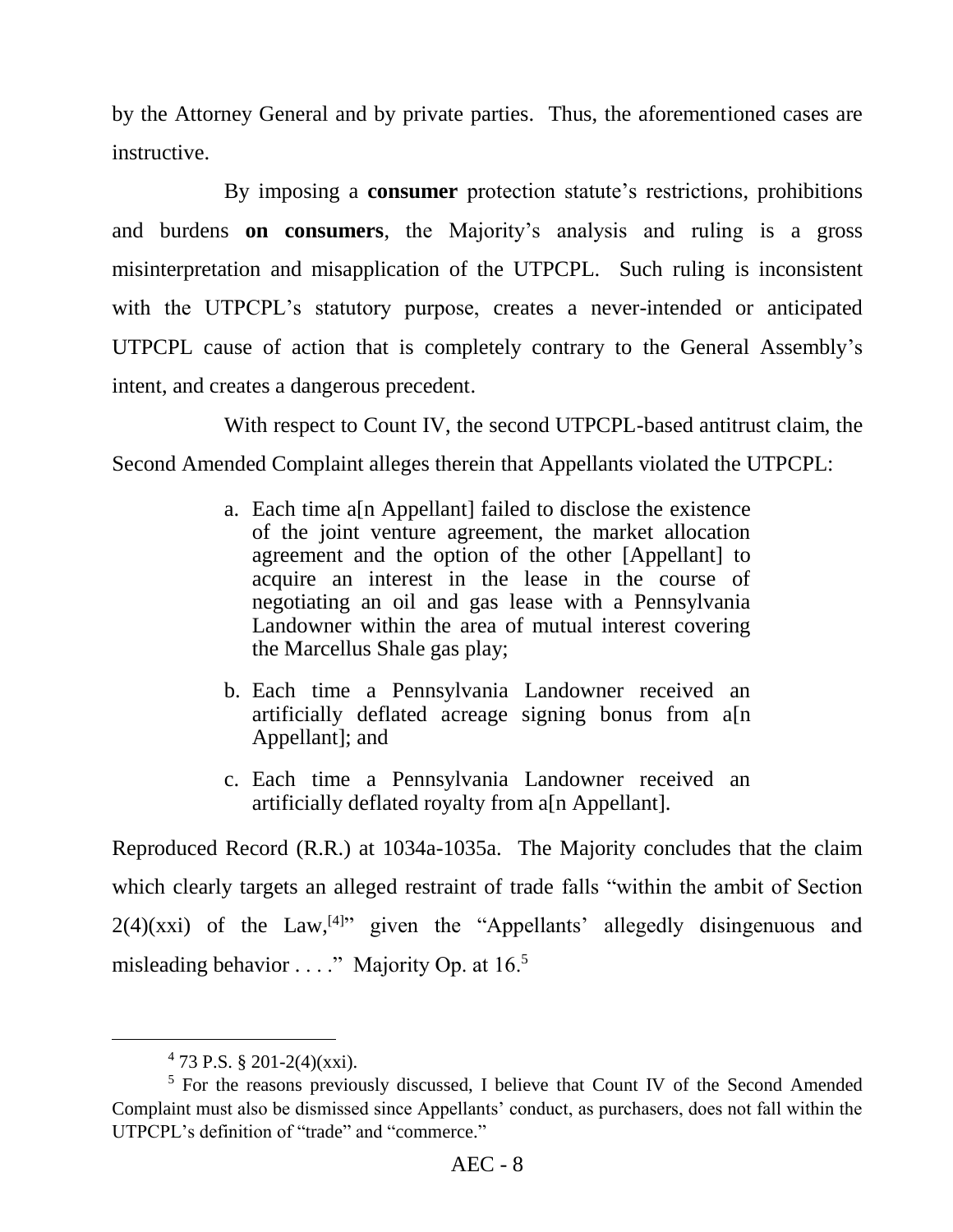by the Attorney General and by private parties. Thus, the aforementioned cases are instructive.

By imposing a **consumer** protection statute's restrictions, prohibitions and burdens **on consumers**, the Majority's analysis and ruling is a gross misinterpretation and misapplication of the UTPCPL. Such ruling is inconsistent with the UTPCPL's statutory purpose, creates a never-intended or anticipated UTPCPL cause of action that is completely contrary to the General Assembly's intent, and creates a dangerous precedent.

With respect to Count IV, the second UTPCPL-based antitrust claim, the Second Amended Complaint alleges therein that Appellants violated the UTPCPL:

> a. Each time a[n Appellant] failed to disclose the existence of the joint venture agreement, the market allocation agreement and the option of the other [Appellant] to acquire an interest in the lease in the course of negotiating an oil and gas lease with a Pennsylvania Landowner within the area of mutual interest covering the Marcellus Shale gas play;
>
> b. Each time a Pennsylvania Landowner received an artificially deflated acreage signing bonus from a[n Appellant]; and
>
> c. Each time a Pennsylvania Landowner received an artificially deflated royalty from a[n Appellant].

Reproduced Record (R.R.) at 1034a-1035a. The Majority concludes that the claim which clearly targets an alleged restraint of trade falls "within the ambit of Section 2(4)(xxi) of the Law,[4]" given the "Appellants' allegedly disingenuous and misleading behavior . . . ." Majority Op. at 16.[5]

---

[4] 73 P.S. § 201-2(4)(xxi).

[5] For the reasons previously discussed, I believe that Count IV of the Second Amended Complaint must also be dismissed since Appellants' conduct, as purchasers, does not fall within the UTPCPL's definition of "trade" and "commerce."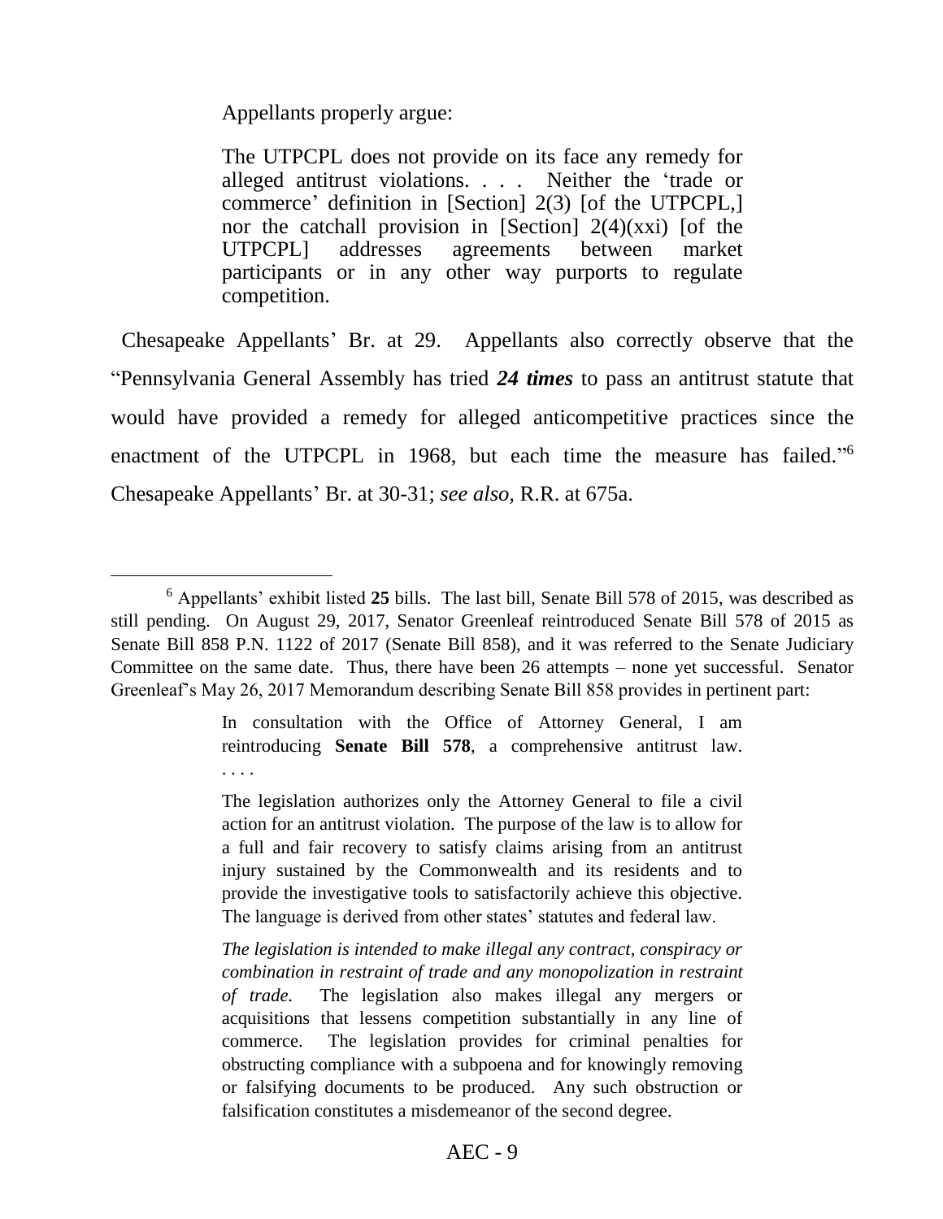Appellants properly argue:

> The UTPCPL does not provide on its face any remedy for alleged antitrust violations. . . . Neither the 'trade or commerce' definition in [Section] 2(3) [of the UTPCPL,] nor the catchall provision in [Section] 2(4)(xxi) [of the UTPCPL] addresses agreements between market participants or in any other way purports to regulate competition.

Chesapeake Appellants' Br. at 29. Appellants also correctly observe that the "Pennsylvania General Assembly has tried ***24 times*** to pass an antitrust statute that would have provided a remedy for alleged anticompetitive practices since the enactment of the UTPCPL in 1968, but each time the measure has failed."[6] Chesapeake Appellants' Br. at 30-31; *see also*, R.R. at 675a.

---

[6] Appellants' exhibit listed **25** bills. The last bill, Senate Bill 578 of 2015, was described as still pending. On August 29, 2017, Senator Greenleaf reintroduced Senate Bill 578 of 2015 as Senate Bill 858 P.N. 1122 of 2017 (Senate Bill 858), and it was referred to the Senate Judiciary Committee on the same date. Thus, there have been 26 attempts – none yet successful. Senator Greenleaf's May 26, 2017 Memorandum describing Senate Bill 858 provides in pertinent part:

> In consultation with the Office of Attorney General, I am reintroducing **Senate Bill 578**, a comprehensive antitrust law. . . . .
>
> The legislation authorizes only the Attorney General to file a civil action for an antitrust violation. The purpose of the law is to allow for a full and fair recovery to satisfy claims arising from an antitrust injury sustained by the Commonwealth and its residents and to provide the investigative tools to satisfactorily achieve this objective. The language is derived from other states' statutes and federal law.
>
> *The legislation is intended to make illegal any contract, conspiracy or combination in restraint of trade and any monopolization in restraint of trade.* The legislation also makes illegal any mergers or acquisitions that lessens competition substantially in any line of commerce. The legislation provides for criminal penalties for obstructing compliance with a subpoena and for knowingly removing or falsifying documents to be produced. Any such obstruction or falsification constitutes a misdemeanor of the second degree.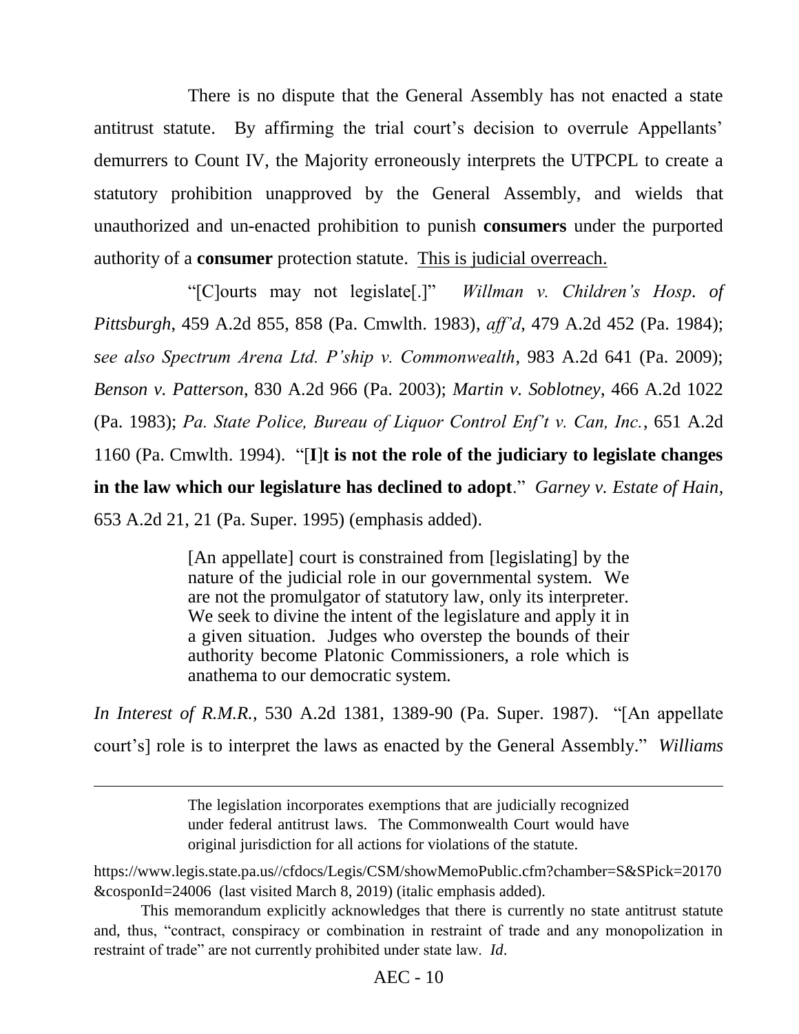There is no dispute that the General Assembly has not enacted a state antitrust statute. By affirming the trial court's decision to overrule Appellants' demurrers to Count IV, the Majority erroneously interprets the UTPCPL to create a statutory prohibition unapproved by the General Assembly, and wields that unauthorized and un-enacted prohibition to punish **consumers** under the purported authority of a **consumer** protection statute. <u>This is judicial overreach.</u>

"[C]ourts may not legislate[.]" *Willman v. Children's Hosp. of Pittsburgh*, 459 A.2d 855, 858 (Pa. Cmwlth. 1983), *aff'd*, 479 A.2d 452 (Pa. 1984); *see also Spectrum Arena Ltd. P'ship v. Commonwealth*, 983 A.2d 641 (Pa. 2009); *Benson v. Patterson*, 830 A.2d 966 (Pa. 2003); *Martin v. Soblotney*, 466 A.2d 1022 (Pa. 1983); *Pa. State Police, Bureau of Liquor Control Enf't v. Can, Inc.*, 651 A.2d 1160 (Pa. Cmwlth. 1994). "[**I**]**t is not the role of the judiciary to legislate changes in the law which our legislature has declined to adopt**." *Garney v. Estate of Hain*, 653 A.2d 21, 21 (Pa. Super. 1995) (emphasis added).

> [An appellate] court is constrained from [legislating] by the nature of the judicial role in our governmental system. We are not the promulgator of statutory law, only its interpreter. We seek to divine the intent of the legislature and apply it in a given situation. Judges who overstep the bounds of their authority become Platonic Commissioners, a role which is anathema to our democratic system.

*In Interest of R.M.R.*, 530 A.2d 1381, 1389-90 (Pa. Super. 1987). "[An appellate court's] role is to interpret the laws as enacted by the General Assembly." *Williams*

---

> The legislation incorporates exemptions that are judicially recognized under federal antitrust laws. The Commonwealth Court would have original jurisdiction for all actions for violations of the statute.

https://www.legis.state.pa.us//cfdocs/Legis/CSM/showMemoPublic.cfm?chamber=S&SPick=20170&cosponId=24006 (last visited March 8, 2019) (italic emphasis added).

This memorandum explicitly acknowledges that there is currently no state antitrust statute and, thus, "contract, conspiracy or combination in restraint of trade and any monopolization in restraint of trade" are not currently prohibited under state law. *Id*.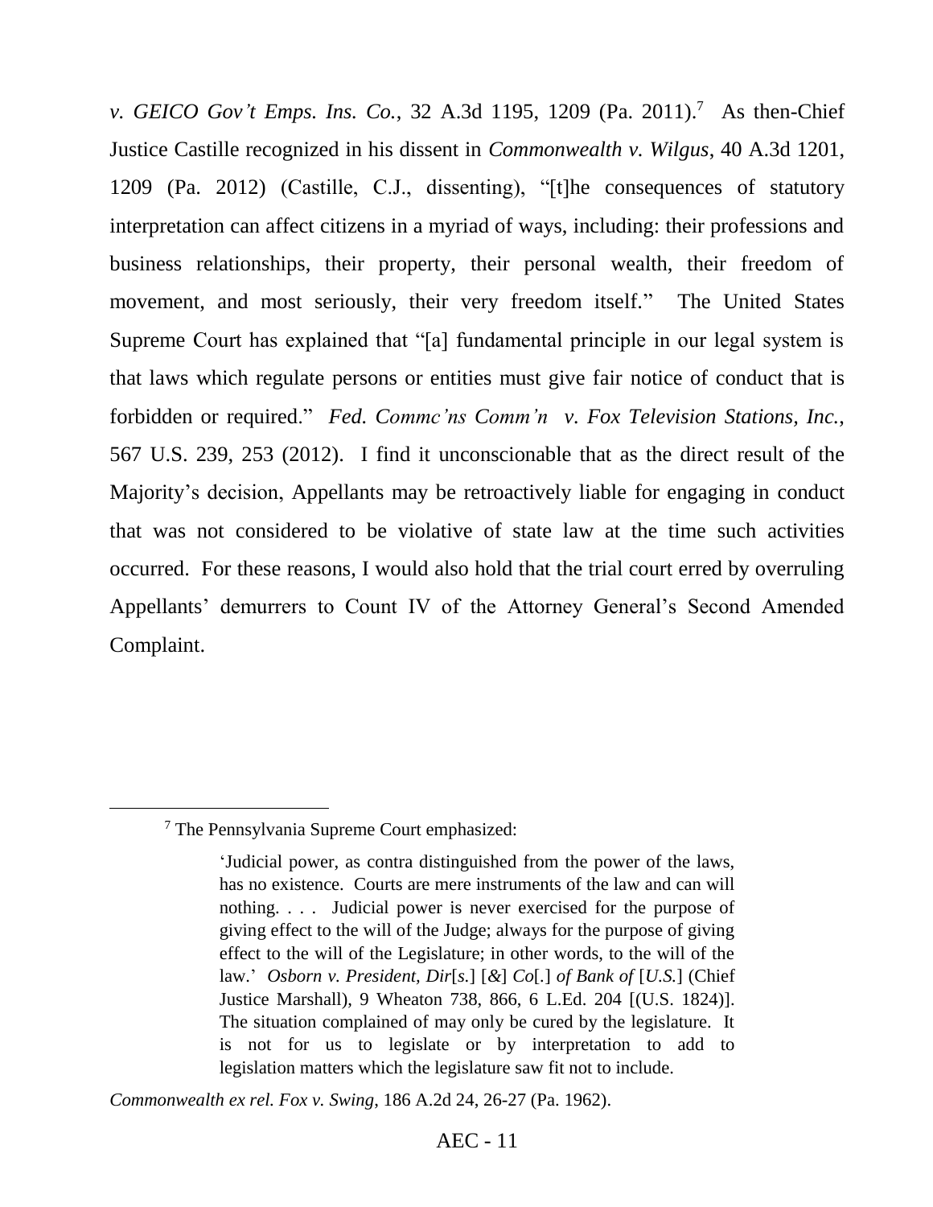*v. GEICO Gov't Emps. Ins. Co.*, 32 A.3d 1195, 1209 (Pa. 2011).[7] As then-Chief Justice Castille recognized in his dissent in *Commonwealth v. Wilgus*, 40 A.3d 1201, 1209 (Pa. 2012) (Castille, C.J., dissenting), "[t]he consequences of statutory interpretation can affect citizens in a myriad of ways, including: their professions and business relationships, their property, their personal wealth, their freedom of movement, and most seriously, their very freedom itself." The United States Supreme Court has explained that "[a] fundamental principle in our legal system is that laws which regulate persons or entities must give fair notice of conduct that is forbidden or required." *Fed. Commc'ns Comm'n v. Fox Television Stations, Inc.*, 567 U.S. 239, 253 (2012). I find it unconscionable that as the direct result of the Majority's decision, Appellants may be retroactively liable for engaging in conduct that was not considered to be violative of state law at the time such activities occurred. For these reasons, I would also hold that the trial court erred by overruling Appellants' demurrers to Count IV of the Attorney General's Second Amended Complaint.

---

[7] The Pennsylvania Supreme Court emphasized:

> 'Judicial power, as contra distinguished from the power of the laws, has no existence. Courts are mere instruments of the law and can will nothing. . . . Judicial power is never exercised for the purpose of giving effect to the will of the Judge; always for the purpose of giving effect to the will of the Legislature; in other words, to the will of the law.' *Osborn v. President, Dir*[*s.*] [*&*] *Co*[.] *of Bank of* [*U.S.*] (Chief Justice Marshall), 9 Wheaton 738, 866, 6 L.Ed. 204 [(U.S. 1824)]. The situation complained of may only be cured by the legislature. It is not for us to legislate or by interpretation to add to legislation matters which the legislature saw fit not to include.

*Commonwealth ex rel. Fox v. Swing*, 186 A.2d 24, 26-27 (Pa. 1962).

AEC - 11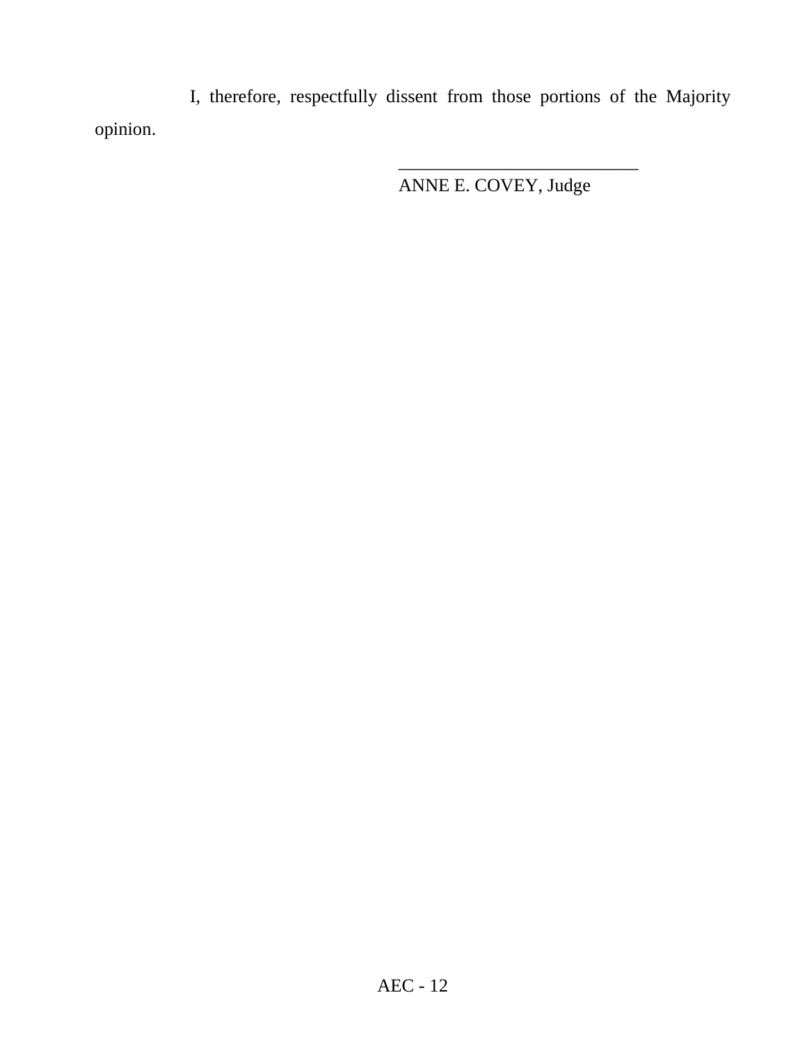I, therefore, respectfully dissent from those portions of the Majority opinion.

___________________________
ANNE E. COVEY, Judge